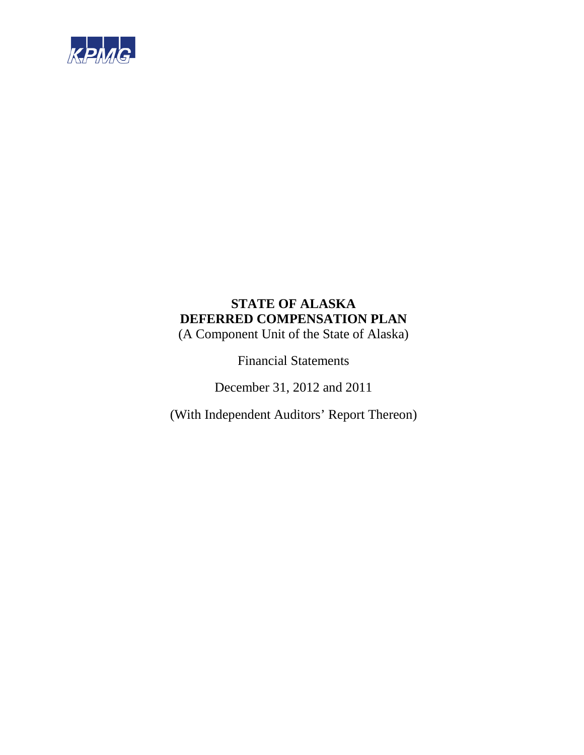KPMG

**STATE OF ALASKA**
**DEFERRED COMPENSATION PLAN**

(A Component Unit of the State of Alaska)

Financial Statements

December 31, 2012 and 2011

(With Independent Auditors' Report Thereon)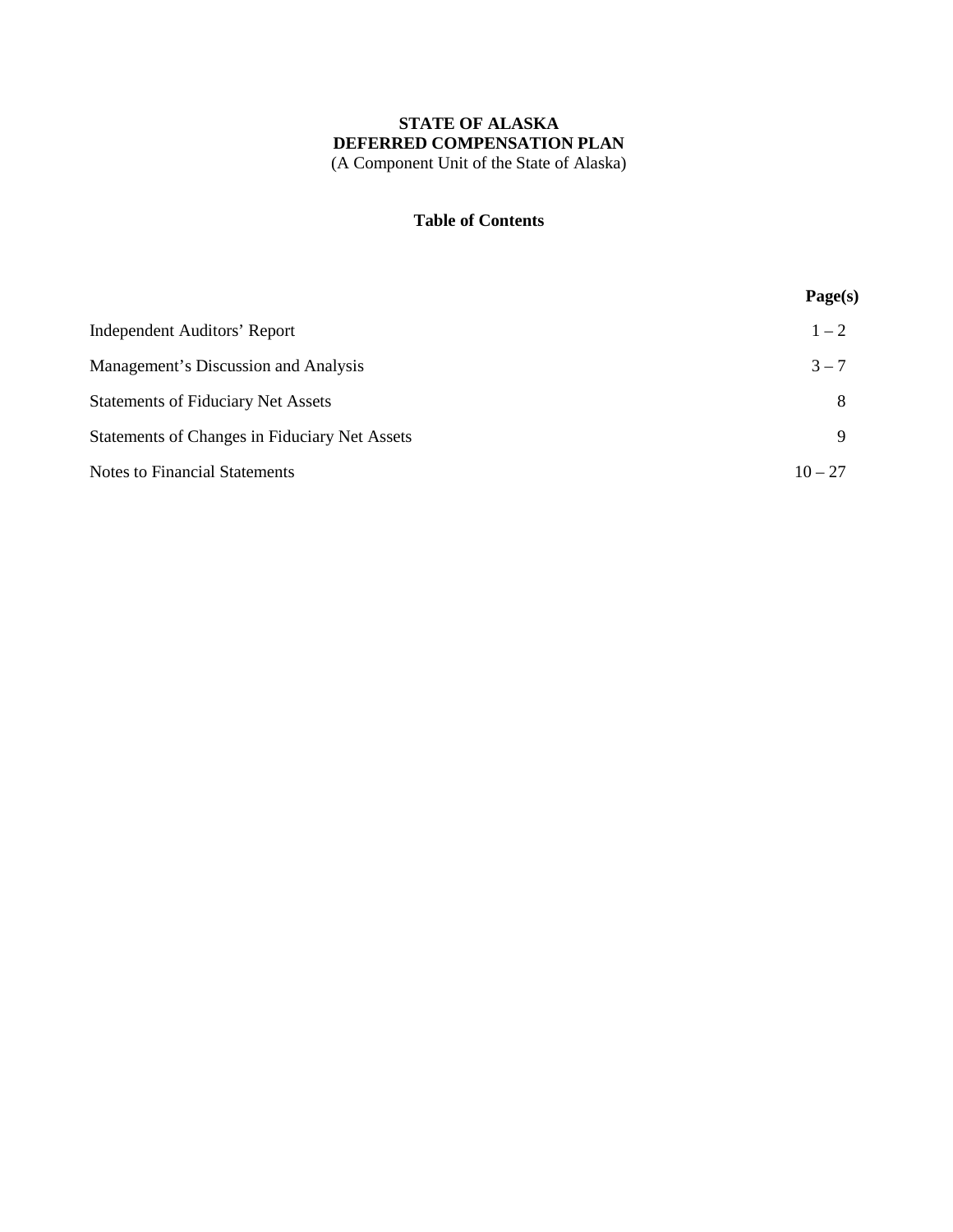**STATE OF ALASKA**
**DEFERRED COMPENSATION PLAN**
(A Component Unit of the State of Alaska)

## Table of Contents

| | Page(s) |
|---|---|
| Independent Auditors' Report | 1 – 2 |
| Management's Discussion and Analysis | 3 – 7 |
| Statements of Fiduciary Net Assets | 8 |
| Statements of Changes in Fiduciary Net Assets | 9 |
| Notes to Financial Statements | 10 – 27 |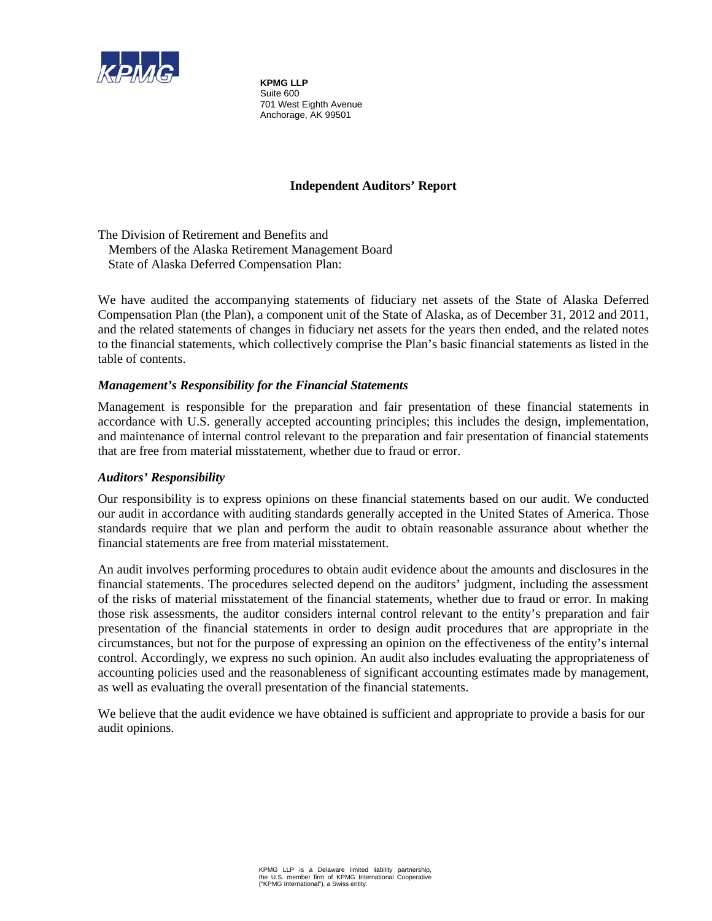**KPMG LLP**
Suite 600
701 West Eighth Avenue
Anchorage, AK 99501

## Independent Auditors' Report

The Division of Retirement and Benefits and
Members of the Alaska Retirement Management Board
State of Alaska Deferred Compensation Plan:

We have audited the accompanying statements of fiduciary net assets of the State of Alaska Deferred Compensation Plan (the Plan), a component unit of the State of Alaska, as of December 31, 2012 and 2011, and the related statements of changes in fiduciary net assets for the years then ended, and the related notes to the financial statements, which collectively comprise the Plan's basic financial statements as listed in the table of contents.

### *Management's Responsibility for the Financial Statements*

Management is responsible for the preparation and fair presentation of these financial statements in accordance with U.S. generally accepted accounting principles; this includes the design, implementation, and maintenance of internal control relevant to the preparation and fair presentation of financial statements that are free from material misstatement, whether due to fraud or error.

### *Auditors' Responsibility*

Our responsibility is to express opinions on these financial statements based on our audit. We conducted our audit in accordance with auditing standards generally accepted in the United States of America. Those standards require that we plan and perform the audit to obtain reasonable assurance about whether the financial statements are free from material misstatement.

An audit involves performing procedures to obtain audit evidence about the amounts and disclosures in the financial statements. The procedures selected depend on the auditors' judgment, including the assessment of the risks of material misstatement of the financial statements, whether due to fraud or error. In making those risk assessments, the auditor considers internal control relevant to the entity's preparation and fair presentation of the financial statements in order to design audit procedures that are appropriate in the circumstances, but not for the purpose of expressing an opinion on the effectiveness of the entity's internal control. Accordingly, we express no such opinion. An audit also includes evaluating the appropriateness of accounting policies used and the reasonableness of significant accounting estimates made by management, as well as evaluating the overall presentation of the financial statements.

We believe that the audit evidence we have obtained is sufficient and appropriate to provide a basis for our audit opinions.

KPMG LLP is a Delaware limited liability partnership, the U.S. member firm of KPMG International Cooperative ("KPMG International"), a Swiss entity.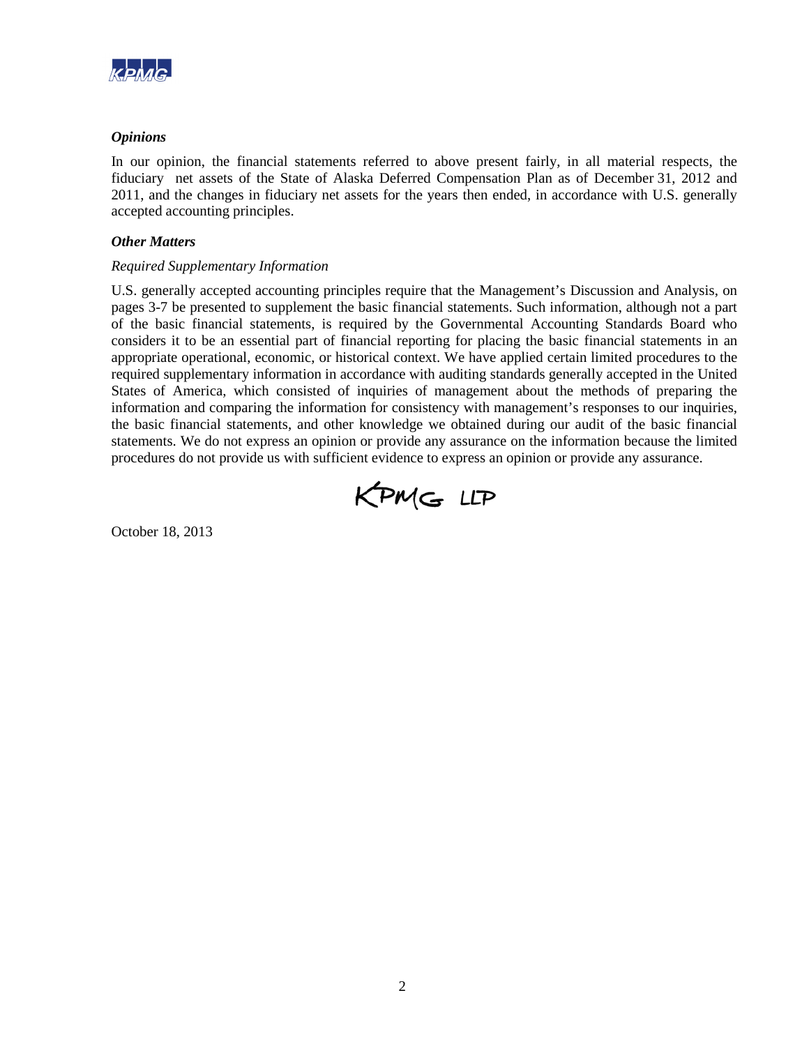### *Opinions*

In our opinion, the financial statements referred to above present fairly, in all material respects, the fiduciary net assets of the State of Alaska Deferred Compensation Plan as of December 31, 2012 and 2011, and the changes in fiduciary net assets for the years then ended, in accordance with U.S. generally accepted accounting principles.

### *Other Matters*

*Required Supplementary Information*

U.S. generally accepted accounting principles require that the Management's Discussion and Analysis, on pages 3-7 be presented to supplement the basic financial statements. Such information, although not a part of the basic financial statements, is required by the Governmental Accounting Standards Board who considers it to be an essential part of financial reporting for placing the basic financial statements in an appropriate operational, economic, or historical context. We have applied certain limited procedures to the required supplementary information in accordance with auditing standards generally accepted in the United States of America, which consisted of inquiries of management about the methods of preparing the information and comparing the information for consistency with management's responses to our inquiries, the basic financial statements, and other knowledge we obtained during our audit of the basic financial statements. We do not express an opinion or provide any assurance on the information because the limited procedures do not provide us with sufficient evidence to express an opinion or provide any assurance.

KPMG LLP

October 18, 2013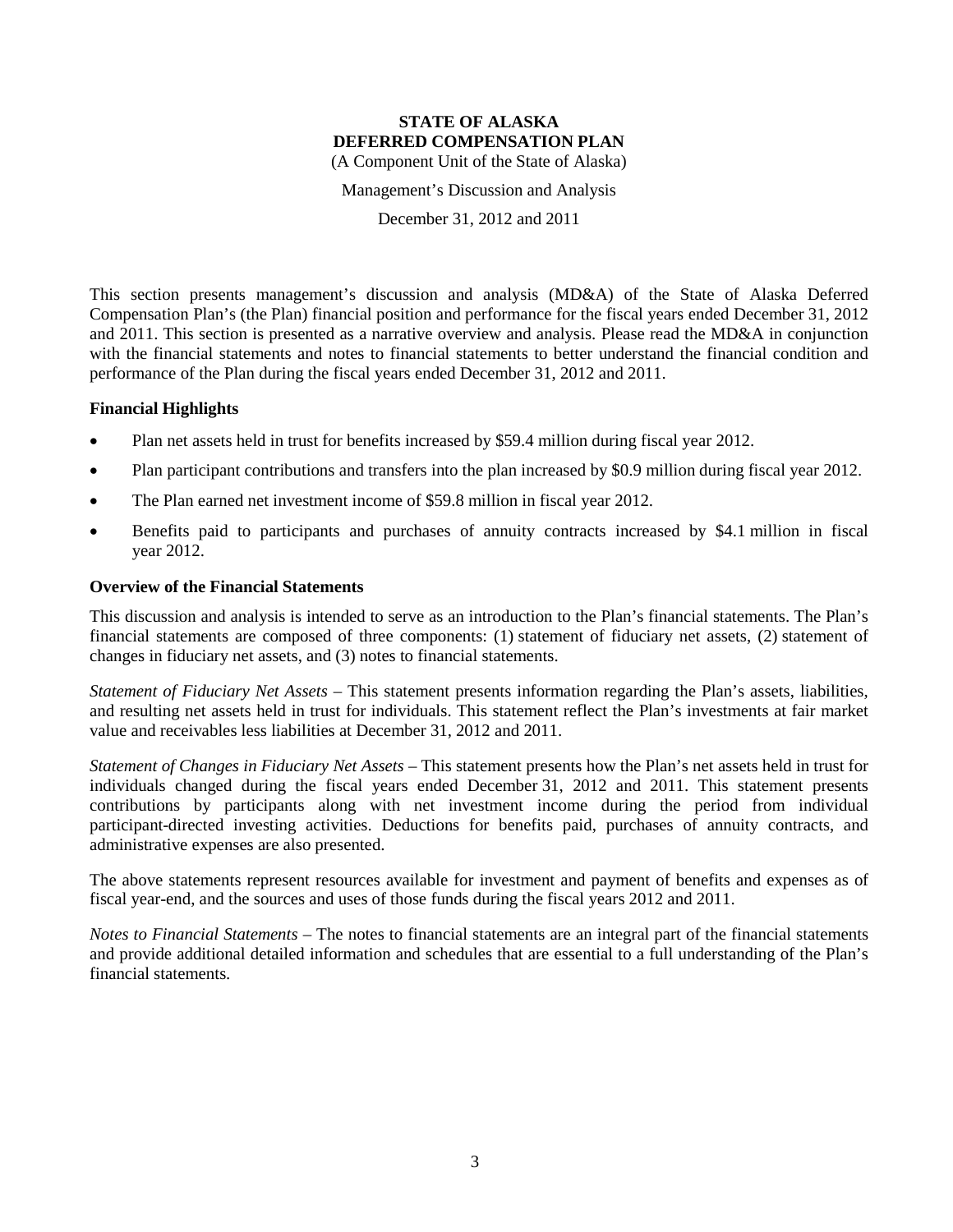**STATE OF ALASKA**
**DEFERRED COMPENSATION PLAN**
(A Component Unit of the State of Alaska)

Management's Discussion and Analysis

December 31, 2012 and 2011

This section presents management's discussion and analysis (MD&A) of the State of Alaska Deferred Compensation Plan's (the Plan) financial position and performance for the fiscal years ended December 31, 2012 and 2011. This section is presented as a narrative overview and analysis. Please read the MD&A in conjunction with the financial statements and notes to financial statements to better understand the financial condition and performance of the Plan during the fiscal years ended December 31, 2012 and 2011.

### Financial Highlights

- Plan net assets held in trust for benefits increased by $59.4 million during fiscal year 2012.
- Plan participant contributions and transfers into the plan increased by $0.9 million during fiscal year 2012.
- The Plan earned net investment income of $59.8 million in fiscal year 2012.
- Benefits paid to participants and purchases of annuity contracts increased by $4.1 million in fiscal year 2012.

### Overview of the Financial Statements

This discussion and analysis is intended to serve as an introduction to the Plan's financial statements. The Plan's financial statements are composed of three components: (1) statement of fiduciary net assets, (2) statement of changes in fiduciary net assets, and (3) notes to financial statements.

*Statement of Fiduciary Net Assets* – This statement presents information regarding the Plan's assets, liabilities, and resulting net assets held in trust for individuals. This statement reflect the Plan's investments at fair market value and receivables less liabilities at December 31, 2012 and 2011.

*Statement of Changes in Fiduciary Net Assets* – This statement presents how the Plan's net assets held in trust for individuals changed during the fiscal years ended December 31, 2012 and 2011. This statement presents contributions by participants along with net investment income during the period from individual participant-directed investing activities. Deductions for benefits paid, purchases of annuity contracts, and administrative expenses are also presented.

The above statements represent resources available for investment and payment of benefits and expenses as of fiscal year-end, and the sources and uses of those funds during the fiscal years 2012 and 2011.

*Notes to Financial Statements* – The notes to financial statements are an integral part of the financial statements and provide additional detailed information and schedules that are essential to a full understanding of the Plan's financial statements.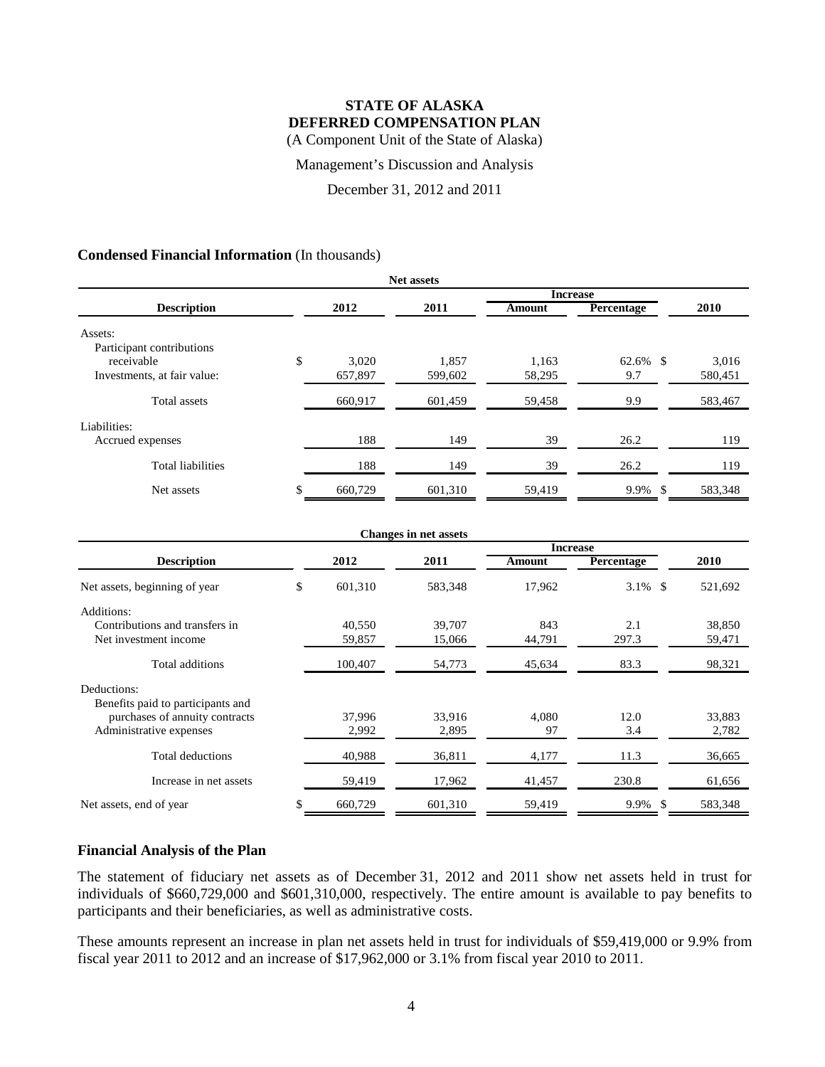# STATE OF ALASKA
# DEFERRED COMPENSATION PLAN

(A Component Unit of the State of Alaska)

Management's Discussion and Analysis

December 31, 2012 and 2011

## Condensed Financial Information (In thousands)

**Net assets**

| Description | 2012 | 2011 | Increase Amount | Increase Percentage | 2010 |
|---|---|---|---|---|---|
| Assets: | | | | | |
| Participant contributions receivable | $ 3,020 | 1,857 | 1,163 | 62.6% | $ 3,016 |
| Investments, at fair value: | 657,897 | 599,602 | 58,295 | 9.7 | 580,451 |
| Total assets | 660,917 | 601,459 | 59,458 | 9.9 | 583,467 |
| Liabilities: | | | | | |
| Accrued expenses | 188 | 149 | 39 | 26.2 | 119 |
| Total liabilities | 188 | 149 | 39 | 26.2 | 119 |
| Net assets | $ 660,729 | 601,310 | 59,419 | 9.9% | $ 583,348 |

**Changes in net assets**

| Description | 2012 | 2011 | Increase Amount | Increase Percentage | 2010 |
|---|---|---|---|---|---|
| Net assets, beginning of year | $ 601,310 | 583,348 | 17,962 | 3.1% | $ 521,692 |
| Additions: | | | | | |
| Contributions and transfers in | 40,550 | 39,707 | 843 | 2.1 | 38,850 |
| Net investment income | 59,857 | 15,066 | 44,791 | 297.3 | 59,471 |
| Total additions | 100,407 | 54,773 | 45,634 | 83.3 | 98,321 |
| Deductions: | | | | | |
| Benefits paid to participants and purchases of annuity contracts | 37,996 | 33,916 | 4,080 | 12.0 | 33,883 |
| Administrative expenses | 2,992 | 2,895 | 97 | 3.4 | 2,782 |
| Total deductions | 40,988 | 36,811 | 4,177 | 11.3 | 36,665 |
| Increase in net assets | 59,419 | 17,962 | 41,457 | 230.8 | 61,656 |
| Net assets, end of year | $ 660,729 | 601,310 | 59,419 | 9.9% | $ 583,348 |

## Financial Analysis of the Plan

The statement of fiduciary net assets as of December 31, 2012 and 2011 show net assets held in trust for individuals of $660,729,000 and $601,310,000, respectively. The entire amount is available to pay benefits to participants and their beneficiaries, as well as administrative costs.

These amounts represent an increase in plan net assets held in trust for individuals of $59,419,000 or 9.9% from fiscal year 2011 to 2012 and an increase of $17,962,000 or 3.1% from fiscal year 2010 to 2011.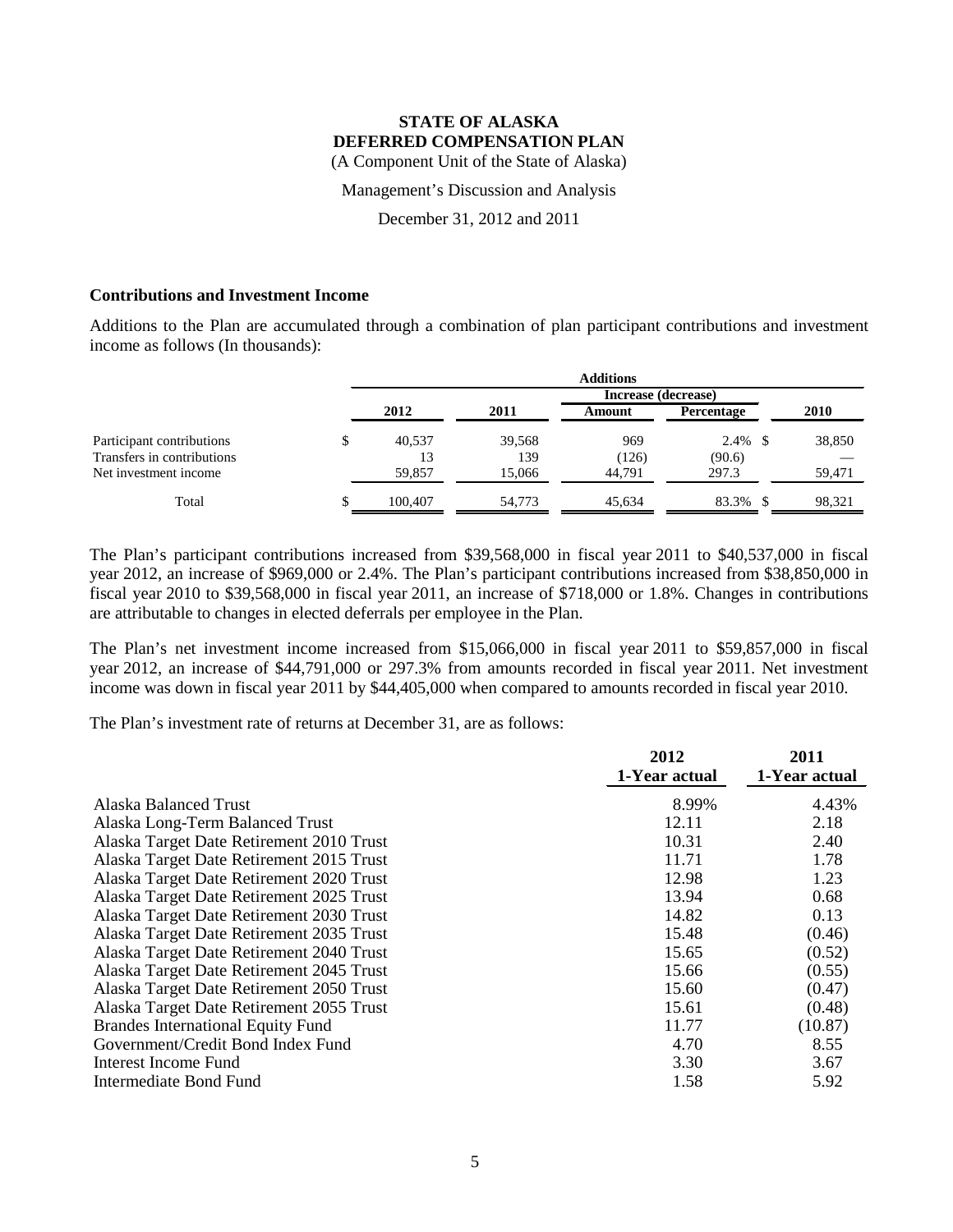# STATE OF ALASKA
# DEFERRED COMPENSATION PLAN

(A Component Unit of the State of Alaska)

Management's Discussion and Analysis

December 31, 2012 and 2011

## Contributions and Investment Income

Additions to the Plan are accumulated through a combination of plan participant contributions and investment income as follows (In thousands):

| | Additions | | | | |
|---|---|---|---|---|---|
| | | | Increase (decrease) | | |
| | 2012 | 2011 | Amount | Percentage | 2010 |
| Participant contributions | $ 40,537 | 39,568 | 969 | 2.4% | $ 38,850 |
| Transfers in contributions | 13 | 139 | (126) | (90.6) | — |
| Net investment income | 59,857 | 15,066 | 44,791 | 297.3 | 59,471 |
| Total | $ 100,407 | 54,773 | 45,634 | 83.3% | $ 98,321 |

The Plan's participant contributions increased from $39,568,000 in fiscal year 2011 to $40,537,000 in fiscal year 2012, an increase of $969,000 or 2.4%. The Plan's participant contributions increased from $38,850,000 in fiscal year 2010 to $39,568,000 in fiscal year 2011, an increase of $718,000 or 1.8%. Changes in contributions are attributable to changes in elected deferrals per employee in the Plan.

The Plan's net investment income increased from $15,066,000 in fiscal year 2011 to $59,857,000 in fiscal year 2012, an increase of $44,791,000 or 297.3% from amounts recorded in fiscal year 2011. Net investment income was down in fiscal year 2011 by $44,405,000 when compared to amounts recorded in fiscal year 2010.

The Plan's investment rate of returns at December 31, are as follows:

| | 2012 1-Year actual | 2011 1-Year actual |
|---|---|---|
| Alaska Balanced Trust | 8.99% | 4.43% |
| Alaska Long-Term Balanced Trust | 12.11 | 2.18 |
| Alaska Target Date Retirement 2010 Trust | 10.31 | 2.40 |
| Alaska Target Date Retirement 2015 Trust | 11.71 | 1.78 |
| Alaska Target Date Retirement 2020 Trust | 12.98 | 1.23 |
| Alaska Target Date Retirement 2025 Trust | 13.94 | 0.68 |
| Alaska Target Date Retirement 2030 Trust | 14.82 | 0.13 |
| Alaska Target Date Retirement 2035 Trust | 15.48 | (0.46) |
| Alaska Target Date Retirement 2040 Trust | 15.65 | (0.52) |
| Alaska Target Date Retirement 2045 Trust | 15.66 | (0.55) |
| Alaska Target Date Retirement 2050 Trust | 15.60 | (0.47) |
| Alaska Target Date Retirement 2055 Trust | 15.61 | (0.48) |
| Brandes International Equity Fund | 11.77 | (10.87) |
| Government/Credit Bond Index Fund | 4.70 | 8.55 |
| Interest Income Fund | 3.30 | 3.67 |
| Intermediate Bond Fund | 1.58 | 5.92 |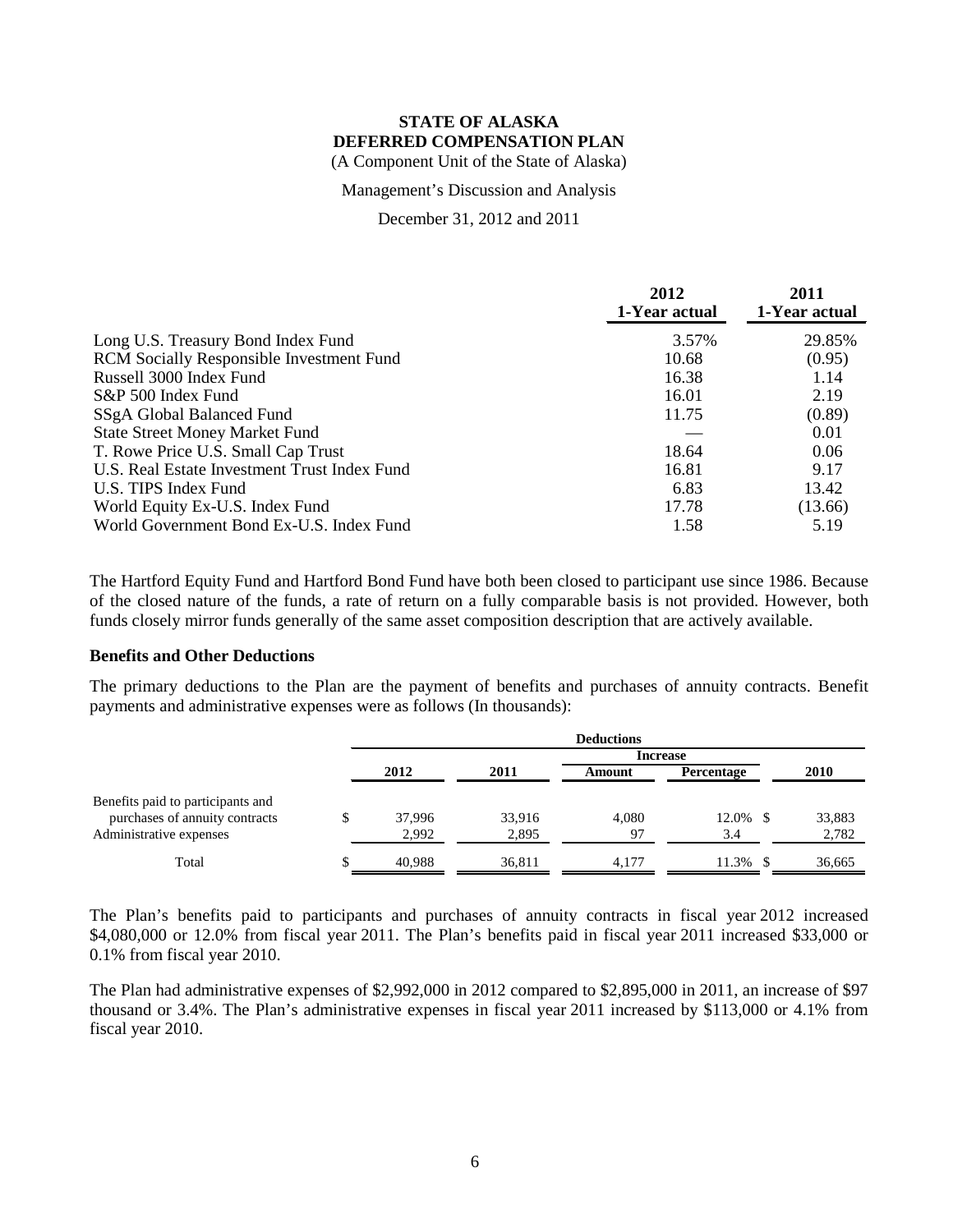# STATE OF ALASKA
# DEFERRED COMPENSATION PLAN

(A Component Unit of the State of Alaska)

Management's Discussion and Analysis

December 31, 2012 and 2011

| | 2012 1-Year actual | 2011 1-Year actual |
|---|---|---|
| Long U.S. Treasury Bond Index Fund | 3.57% | 29.85% |
| RCM Socially Responsible Investment Fund | 10.68 | (0.95) |
| Russell 3000 Index Fund | 16.38 | 1.14 |
| S&P 500 Index Fund | 16.01 | 2.19 |
| SSgA Global Balanced Fund | 11.75 | (0.89) |
| State Street Money Market Fund | — | 0.01 |
| T. Rowe Price U.S. Small Cap Trust | 18.64 | 0.06 |
| U.S. Real Estate Investment Trust Index Fund | 16.81 | 9.17 |
| U.S. TIPS Index Fund | 6.83 | 13.42 |
| World Equity Ex-U.S. Index Fund | 17.78 | (13.66) |
| World Government Bond Ex-U.S. Index Fund | 1.58 | 5.19 |

The Hartford Equity Fund and Hartford Bond Fund have both been closed to participant use since 1986. Because of the closed nature of the funds, a rate of return on a fully comparable basis is not provided. However, both funds closely mirror funds generally of the same asset composition description that are actively available.

### Benefits and Other Deductions

The primary deductions to the Plan are the payment of benefits and purchases of annuity contracts. Benefit payments and administrative expenses were as follows (In thousands):

| | Deductions | | | | |
|---|---|---|---|---|---|
| | | | Increase | | |
| | 2012 | 2011 | Amount | Percentage | 2010 |
| Benefits paid to participants and purchases of annuity contracts | $ 37,996 | 33,916 | 4,080 | 12.0% | $ 33,883 |
| Administrative expenses | 2,992 | 2,895 | 97 | 3.4 | 2,782 |
| Total | $ 40,988 | 36,811 | 4,177 | 11.3% | $ 36,665 |

The Plan's benefits paid to participants and purchases of annuity contracts in fiscal year 2012 increased $4,080,000 or 12.0% from fiscal year 2011. The Plan's benefits paid in fiscal year 2011 increased $33,000 or 0.1% from fiscal year 2010.

The Plan had administrative expenses of $2,992,000 in 2012 compared to $2,895,000 in 2011, an increase of $97 thousand or 3.4%. The Plan's administrative expenses in fiscal year 2011 increased by $113,000 or 4.1% from fiscal year 2010.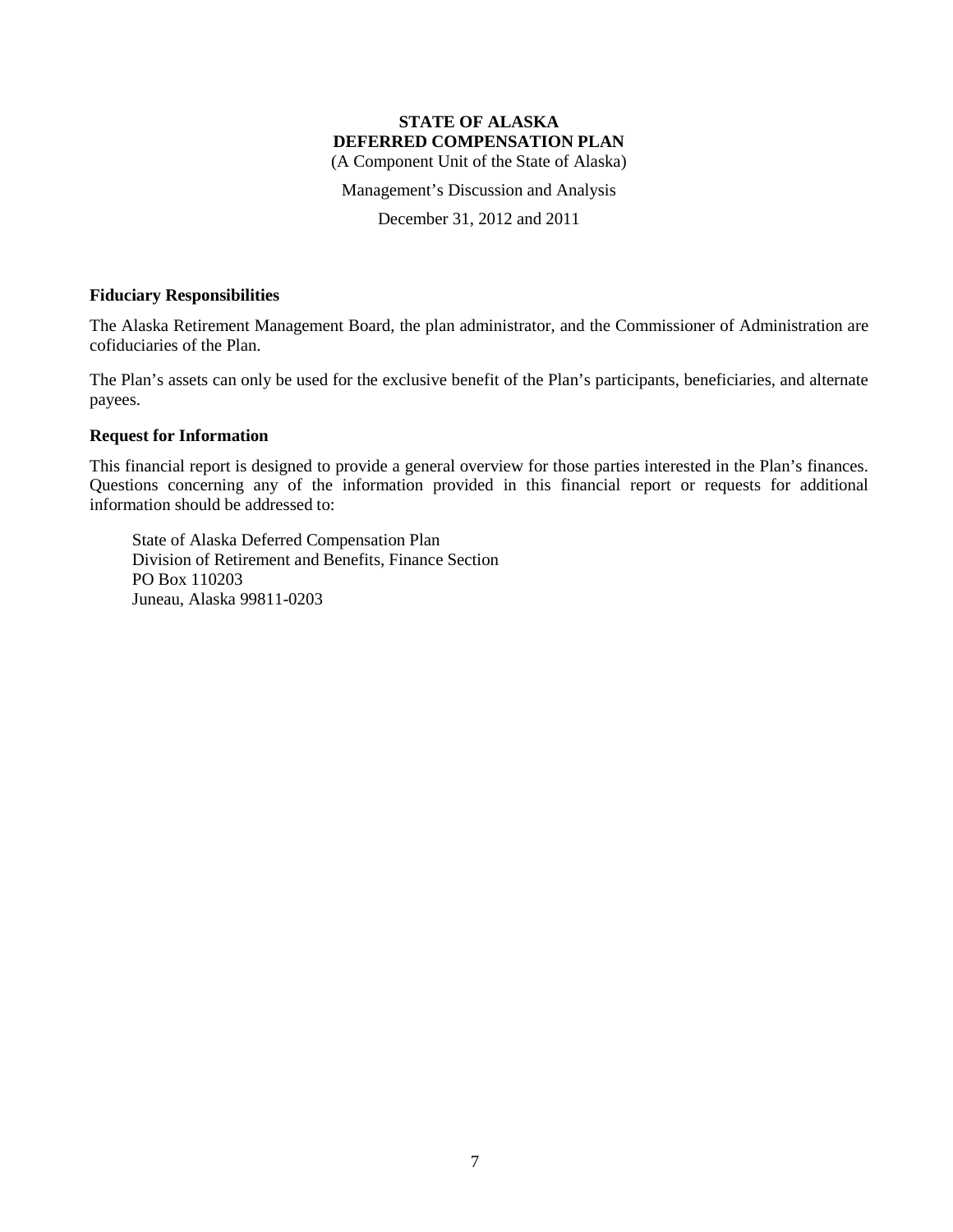**STATE OF ALASKA**
**DEFERRED COMPENSATION PLAN**
(A Component Unit of the State of Alaska)

Management's Discussion and Analysis

December 31, 2012 and 2011

## Fiduciary Responsibilities

The Alaska Retirement Management Board, the plan administrator, and the Commissioner of Administration are cofiduciaries of the Plan.

The Plan's assets can only be used for the exclusive benefit of the Plan's participants, beneficiaries, and alternate payees.

## Request for Information

This financial report is designed to provide a general overview for those parties interested in the Plan's finances. Questions concerning any of the information provided in this financial report or requests for additional information should be addressed to:

State of Alaska Deferred Compensation Plan
Division of Retirement and Benefits, Finance Section
PO Box 110203
Juneau, Alaska 99811-0203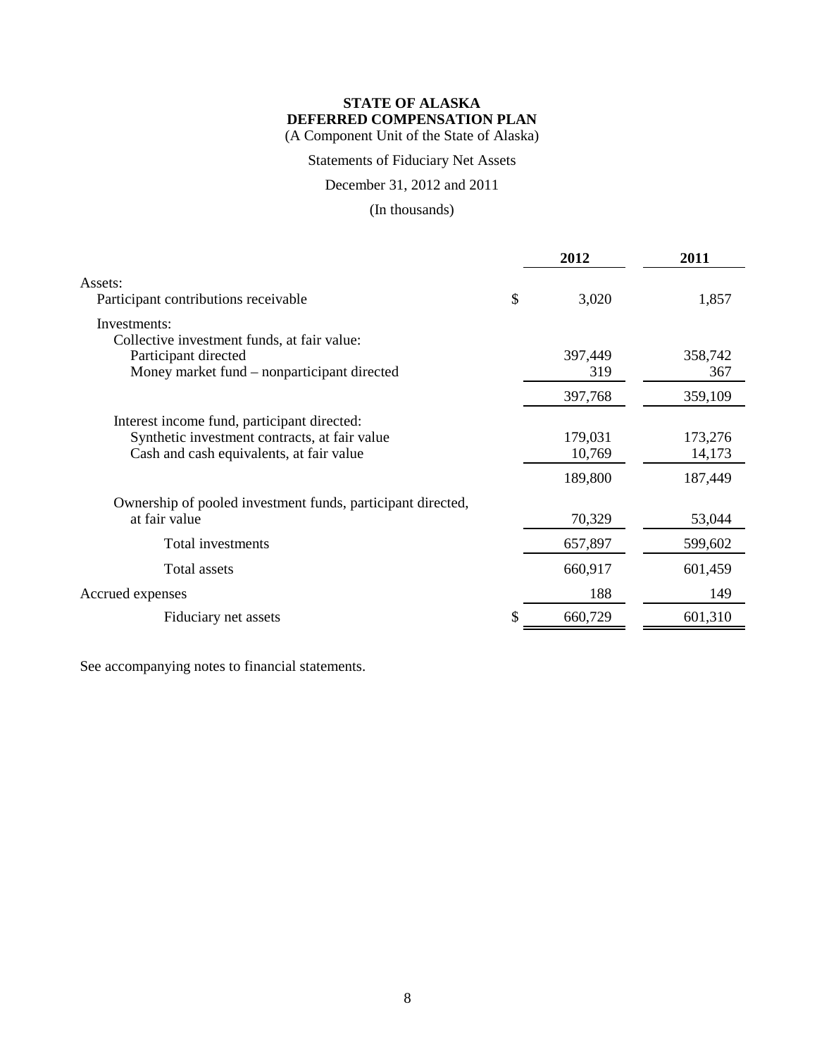**STATE OF ALASKA**
**DEFERRED COMPENSATION PLAN**
(A Component Unit of the State of Alaska)

Statements of Fiduciary Net Assets

December 31, 2012 and 2011

(In thousands)

| | 2012 | 2011 |
|---|---|---|
| Assets: | | |
| Participant contributions receivable | $ 3,020 | 1,857 |
| Investments: | | |
| Collective investment funds, at fair value: | | |
| Participant directed | 397,449 | 358,742 |
| Money market fund – nonparticipant directed | 319 | 367 |
| | 397,768 | 359,109 |
| Interest income fund, participant directed: | | |
| Synthetic investment contracts, at fair value | 179,031 | 173,276 |
| Cash and cash equivalents, at fair value | 10,769 | 14,173 |
| | 189,800 | 187,449 |
| Ownership of pooled investment funds, participant directed, at fair value | 70,329 | 53,044 |
| Total investments | 657,897 | 599,602 |
| Total assets | 660,917 | 601,459 |
| Accrued expenses | 188 | 149 |
| Fiduciary net assets | $ 660,729 | 601,310 |

See accompanying notes to financial statements.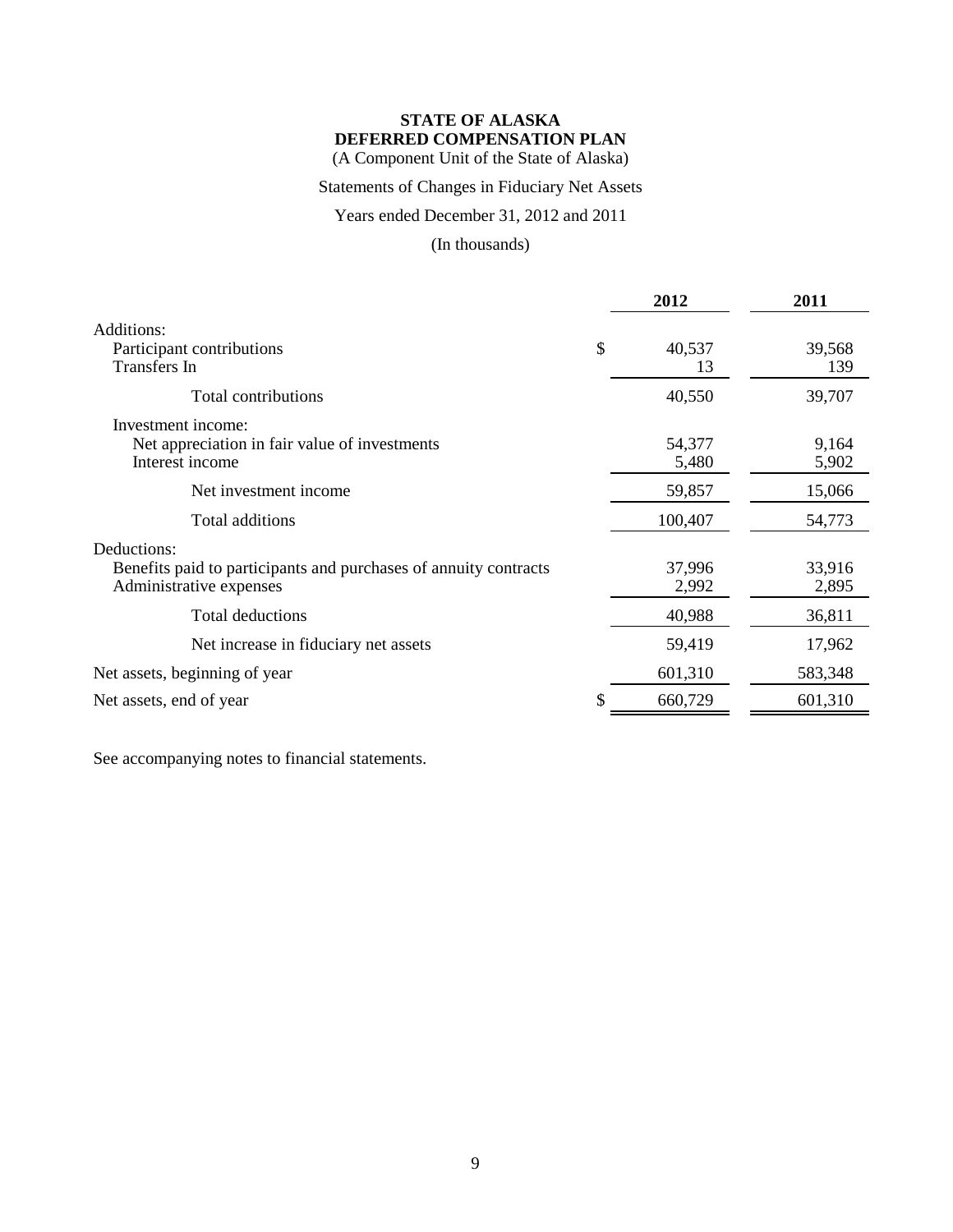**STATE OF ALASKA**
**DEFERRED COMPENSATION PLAN**
(A Component Unit of the State of Alaska)

Statements of Changes in Fiduciary Net Assets

Years ended December 31, 2012 and 2011

(In thousands)

| | | 2012 | 2011 |
|---|---|---|---|
| Additions: | | | |
| Participant contributions | $ | 40,537 | 39,568 |
| Transfers In | | 13 | 139 |
| Total contributions | | 40,550 | 39,707 |
| Investment income: | | | |
| Net appreciation in fair value of investments | | 54,377 | 9,164 |
| Interest income | | 5,480 | 5,902 |
| Net investment income | | 59,857 | 15,066 |
| Total additions | | 100,407 | 54,773 |
| Deductions: | | | |
| Benefits paid to participants and purchases of annuity contracts | | 37,996 | 33,916 |
| Administrative expenses | | 2,992 | 2,895 |
| Total deductions | | 40,988 | 36,811 |
| Net increase in fiduciary net assets | | 59,419 | 17,962 |
| Net assets, beginning of year | | 601,310 | 583,348 |
| Net assets, end of year | $ | 660,729 | 601,310 |

See accompanying notes to financial statements.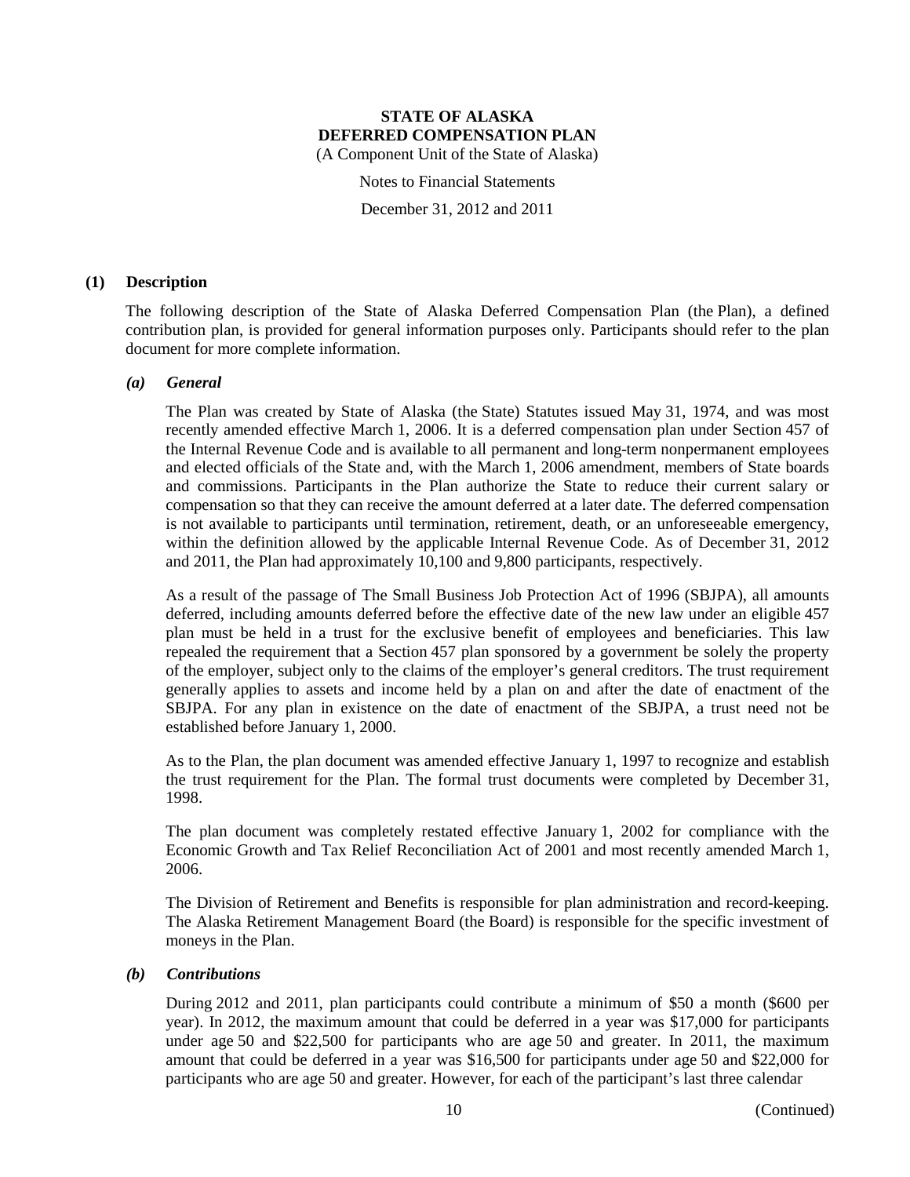# STATE OF ALASKA
# DEFERRED COMPENSATION PLAN

(A Component Unit of the State of Alaska)

Notes to Financial Statements

December 31, 2012 and 2011

## (1) Description

The following description of the State of Alaska Deferred Compensation Plan (the Plan), a defined contribution plan, is provided for general information purposes only. Participants should refer to the plan document for more complete information.

### *(a) General*

The Plan was created by State of Alaska (the State) Statutes issued May 31, 1974, and was most recently amended effective March 1, 2006. It is a deferred compensation plan under Section 457 of the Internal Revenue Code and is available to all permanent and long-term nonpermanent employees and elected officials of the State and, with the March 1, 2006 amendment, members of State boards and commissions. Participants in the Plan authorize the State to reduce their current salary or compensation so that they can receive the amount deferred at a later date. The deferred compensation is not available to participants until termination, retirement, death, or an unforeseeable emergency, within the definition allowed by the applicable Internal Revenue Code. As of December 31, 2012 and 2011, the Plan had approximately 10,100 and 9,800 participants, respectively.

As a result of the passage of The Small Business Job Protection Act of 1996 (SBJPA), all amounts deferred, including amounts deferred before the effective date of the new law under an eligible 457 plan must be held in a trust for the exclusive benefit of employees and beneficiaries. This law repealed the requirement that a Section 457 plan sponsored by a government be solely the property of the employer, subject only to the claims of the employer's general creditors. The trust requirement generally applies to assets and income held by a plan on and after the date of enactment of the SBJPA. For any plan in existence on the date of enactment of the SBJPA, a trust need not be established before January 1, 2000.

As to the Plan, the plan document was amended effective January 1, 1997 to recognize and establish the trust requirement for the Plan. The formal trust documents were completed by December 31, 1998.

The plan document was completely restated effective January 1, 2002 for compliance with the Economic Growth and Tax Relief Reconciliation Act of 2001 and most recently amended March 1, 2006.

The Division of Retirement and Benefits is responsible for plan administration and record-keeping. The Alaska Retirement Management Board (the Board) is responsible for the specific investment of moneys in the Plan.

### *(b) Contributions*

During 2012 and 2011, plan participants could contribute a minimum of $50 a month ($600 per year). In 2012, the maximum amount that could be deferred in a year was $17,000 for participants under age 50 and $22,500 for participants who are age 50 and greater. In 2011, the maximum amount that could be deferred in a year was $16,500 for participants under age 50 and $22,000 for participants who are age 50 and greater. However, for each of the participant's last three calendar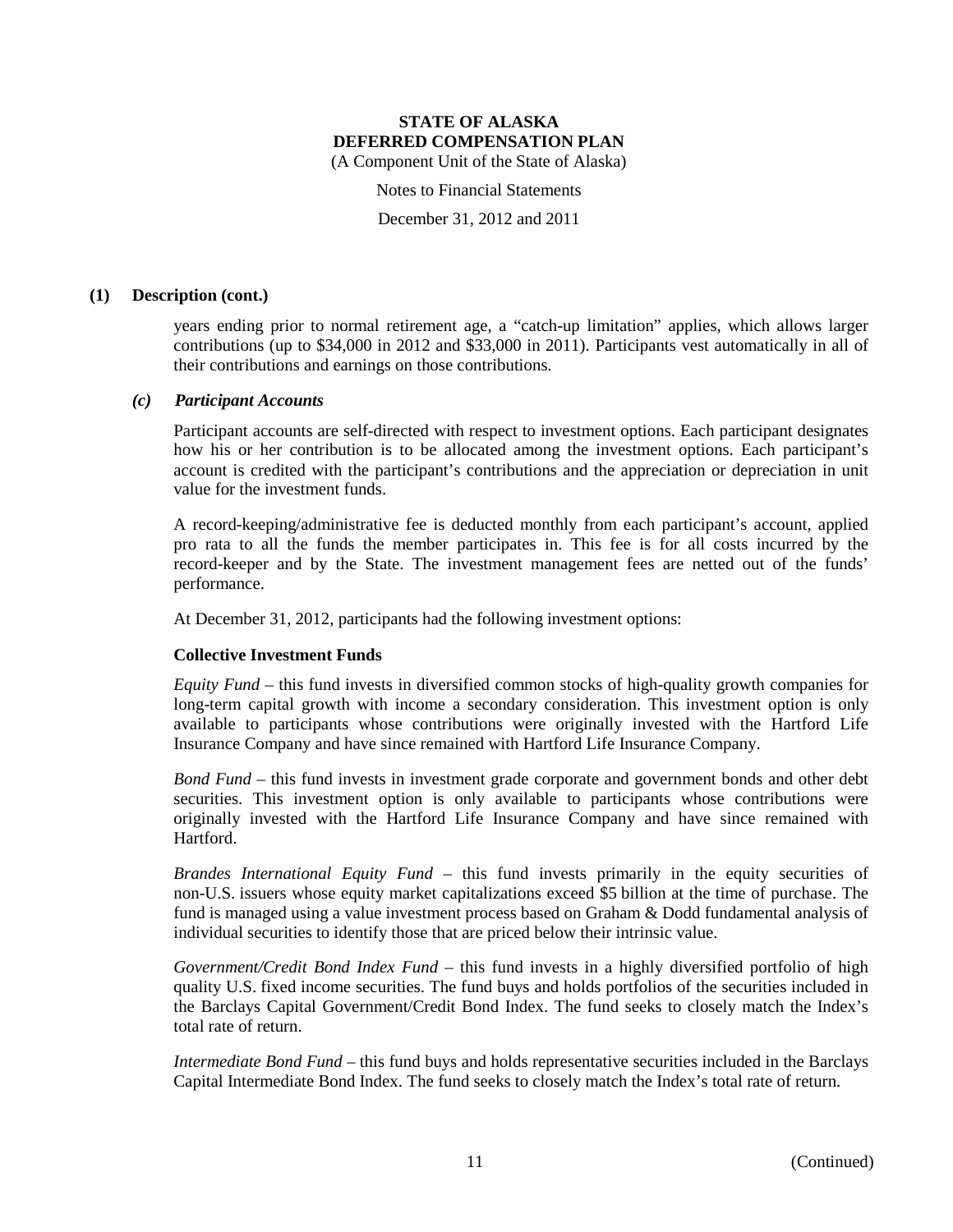## (1) Description (cont.)

years ending prior to normal retirement age, a "catch-up limitation" applies, which allows larger contributions (up to $34,000 in 2012 and $33,000 in 2011). Participants vest automatically in all of their contributions and earnings on those contributions.

### *(c) Participant Accounts*

Participant accounts are self-directed with respect to investment options. Each participant designates how his or her contribution is to be allocated among the investment options. Each participant's account is credited with the participant's contributions and the appreciation or depreciation in unit value for the investment funds.

A record-keeping/administrative fee is deducted monthly from each participant's account, applied pro rata to all the funds the member participates in. This fee is for all costs incurred by the record-keeper and by the State. The investment management fees are netted out of the funds' performance.

At December 31, 2012, participants had the following investment options:

**Collective Investment Funds**

*Equity Fund* – this fund invests in diversified common stocks of high-quality growth companies for long-term capital growth with income a secondary consideration. This investment option is only available to participants whose contributions were originally invested with the Hartford Life Insurance Company and have since remained with Hartford Life Insurance Company.

*Bond Fund* – this fund invests in investment grade corporate and government bonds and other debt securities. This investment option is only available to participants whose contributions were originally invested with the Hartford Life Insurance Company and have since remained with Hartford.

*Brandes International Equity Fund* – this fund invests primarily in the equity securities of non-U.S. issuers whose equity market capitalizations exceed $5 billion at the time of purchase. The fund is managed using a value investment process based on Graham & Dodd fundamental analysis of individual securities to identify those that are priced below their intrinsic value.

*Government/Credit Bond Index Fund* – this fund invests in a highly diversified portfolio of high quality U.S. fixed income securities. The fund buys and holds portfolios of the securities included in the Barclays Capital Government/Credit Bond Index. The fund seeks to closely match the Index's total rate of return.

*Intermediate Bond Fund* – this fund buys and holds representative securities included in the Barclays Capital Intermediate Bond Index. The fund seeks to closely match the Index's total rate of return.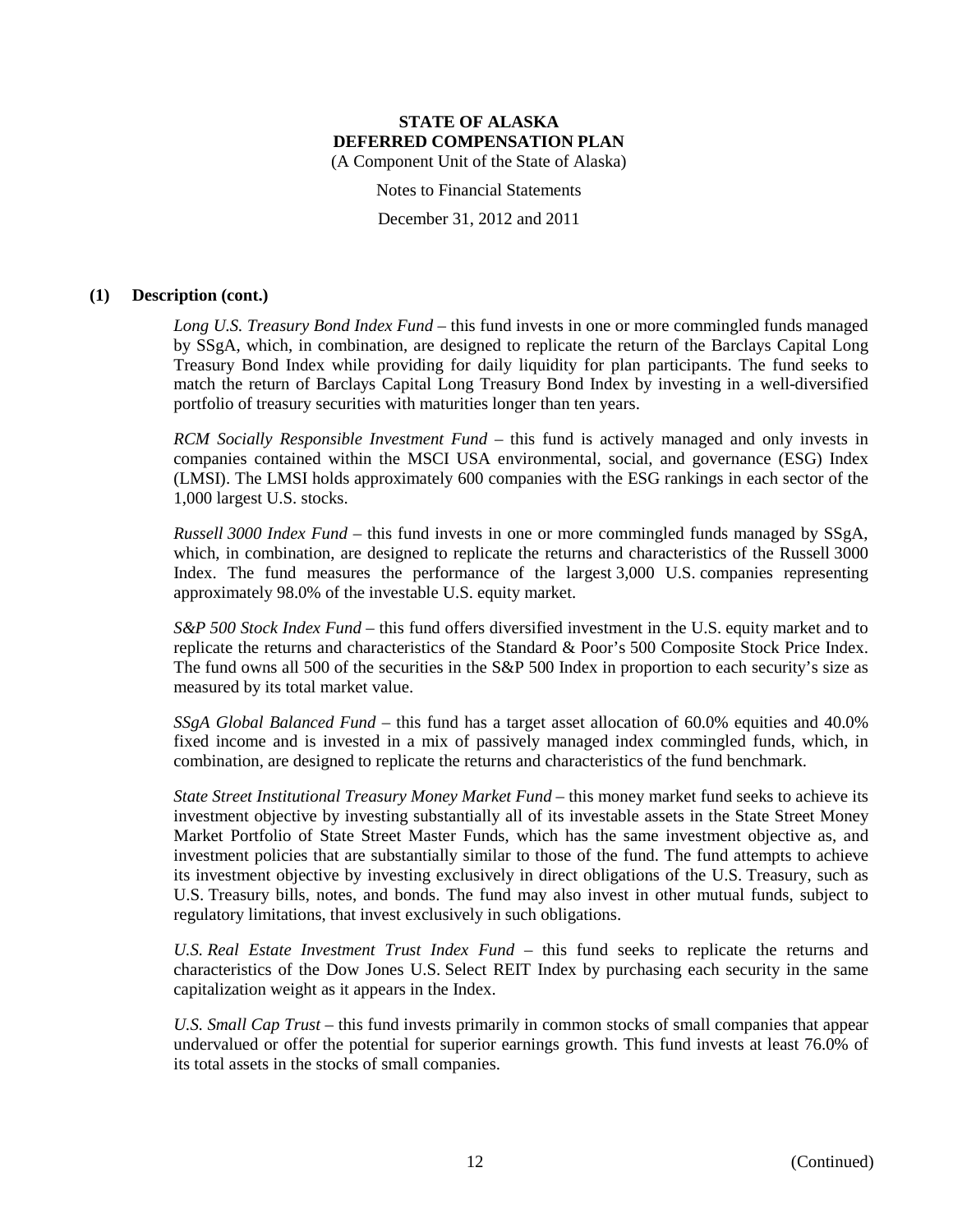**STATE OF ALASKA**
**DEFERRED COMPENSATION PLAN**
(A Component Unit of the State of Alaska)

Notes to Financial Statements

December 31, 2012 and 2011

**(1) Description (cont.)**

*Long U.S. Treasury Bond Index Fund* – this fund invests in one or more commingled funds managed by SSgA, which, in combination, are designed to replicate the return of the Barclays Capital Long Treasury Bond Index while providing for daily liquidity for plan participants. The fund seeks to match the return of Barclays Capital Long Treasury Bond Index by investing in a well-diversified portfolio of treasury securities with maturities longer than ten years.

*RCM Socially Responsible Investment Fund* – this fund is actively managed and only invests in companies contained within the MSCI USA environmental, social, and governance (ESG) Index (LMSI). The LMSI holds approximately 600 companies with the ESG rankings in each sector of the 1,000 largest U.S. stocks.

*Russell 3000 Index Fund* – this fund invests in one or more commingled funds managed by SSgA, which, in combination, are designed to replicate the returns and characteristics of the Russell 3000 Index. The fund measures the performance of the largest 3,000 U.S. companies representing approximately 98.0% of the investable U.S. equity market.

*S&P 500 Stock Index Fund* – this fund offers diversified investment in the U.S. equity market and to replicate the returns and characteristics of the Standard & Poor's 500 Composite Stock Price Index. The fund owns all 500 of the securities in the S&P 500 Index in proportion to each security's size as measured by its total market value.

*SSgA Global Balanced Fund* – this fund has a target asset allocation of 60.0% equities and 40.0% fixed income and is invested in a mix of passively managed index commingled funds, which, in combination, are designed to replicate the returns and characteristics of the fund benchmark.

*State Street Institutional Treasury Money Market Fund* – this money market fund seeks to achieve its investment objective by investing substantially all of its investable assets in the State Street Money Market Portfolio of State Street Master Funds, which has the same investment objective as, and investment policies that are substantially similar to those of the fund. The fund attempts to achieve its investment objective by investing exclusively in direct obligations of the U.S. Treasury, such as U.S. Treasury bills, notes, and bonds. The fund may also invest in other mutual funds, subject to regulatory limitations, that invest exclusively in such obligations.

*U.S. Real Estate Investment Trust Index Fund* – this fund seeks to replicate the returns and characteristics of the Dow Jones U.S. Select REIT Index by purchasing each security in the same capitalization weight as it appears in the Index.

*U.S. Small Cap Trust* – this fund invests primarily in common stocks of small companies that appear undervalued or offer the potential for superior earnings growth. This fund invests at least 76.0% of its total assets in the stocks of small companies.

(Continued)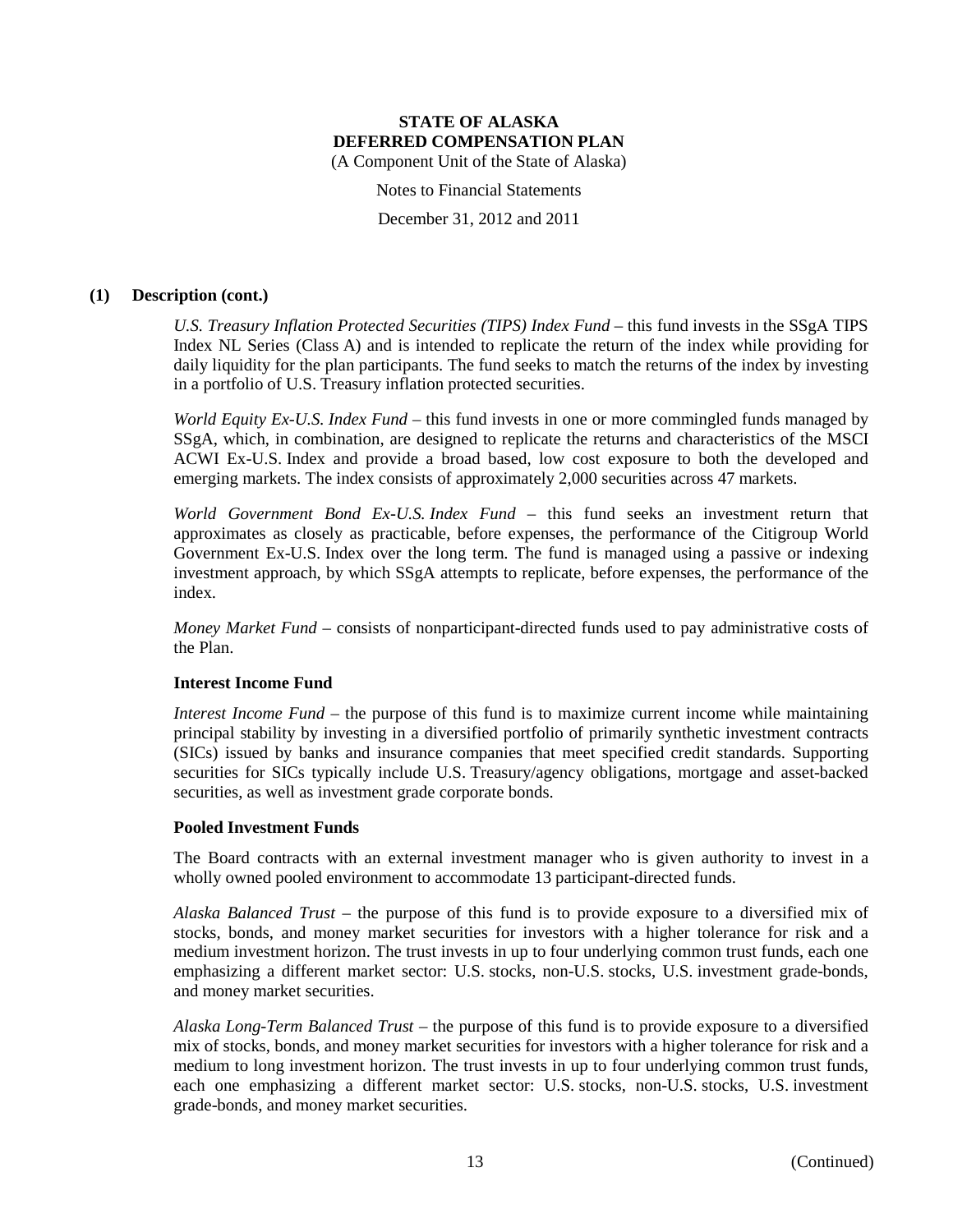## (1) Description (cont.)

*U.S. Treasury Inflation Protected Securities (TIPS) Index Fund* – this fund invests in the SSgA TIPS Index NL Series (Class A) and is intended to replicate the return of the index while providing for daily liquidity for the plan participants. The fund seeks to match the returns of the index by investing in a portfolio of U.S. Treasury inflation protected securities.

*World Equity Ex-U.S. Index Fund* – this fund invests in one or more commingled funds managed by SSgA, which, in combination, are designed to replicate the returns and characteristics of the MSCI ACWI Ex-U.S. Index and provide a broad based, low cost exposure to both the developed and emerging markets. The index consists of approximately 2,000 securities across 47 markets.

*World Government Bond Ex-U.S. Index Fund* – this fund seeks an investment return that approximates as closely as practicable, before expenses, the performance of the Citigroup World Government Ex-U.S. Index over the long term. The fund is managed using a passive or indexing investment approach, by which SSgA attempts to replicate, before expenses, the performance of the index.

*Money Market Fund* – consists of nonparticipant-directed funds used to pay administrative costs of the Plan.

**Interest Income Fund**

*Interest Income Fund* – the purpose of this fund is to maximize current income while maintaining principal stability by investing in a diversified portfolio of primarily synthetic investment contracts (SICs) issued by banks and insurance companies that meet specified credit standards. Supporting securities for SICs typically include U.S. Treasury/agency obligations, mortgage and asset-backed securities, as well as investment grade corporate bonds.

**Pooled Investment Funds**

The Board contracts with an external investment manager who is given authority to invest in a wholly owned pooled environment to accommodate 13 participant-directed funds.

*Alaska Balanced Trust* – the purpose of this fund is to provide exposure to a diversified mix of stocks, bonds, and money market securities for investors with a higher tolerance for risk and a medium investment horizon. The trust invests in up to four underlying common trust funds, each one emphasizing a different market sector: U.S. stocks, non-U.S. stocks, U.S. investment grade-bonds, and money market securities.

*Alaska Long-Term Balanced Trust* – the purpose of this fund is to provide exposure to a diversified mix of stocks, bonds, and money market securities for investors with a higher tolerance for risk and a medium to long investment horizon. The trust invests in up to four underlying common trust funds, each one emphasizing a different market sector: U.S. stocks, non-U.S. stocks, U.S. investment grade-bonds, and money market securities.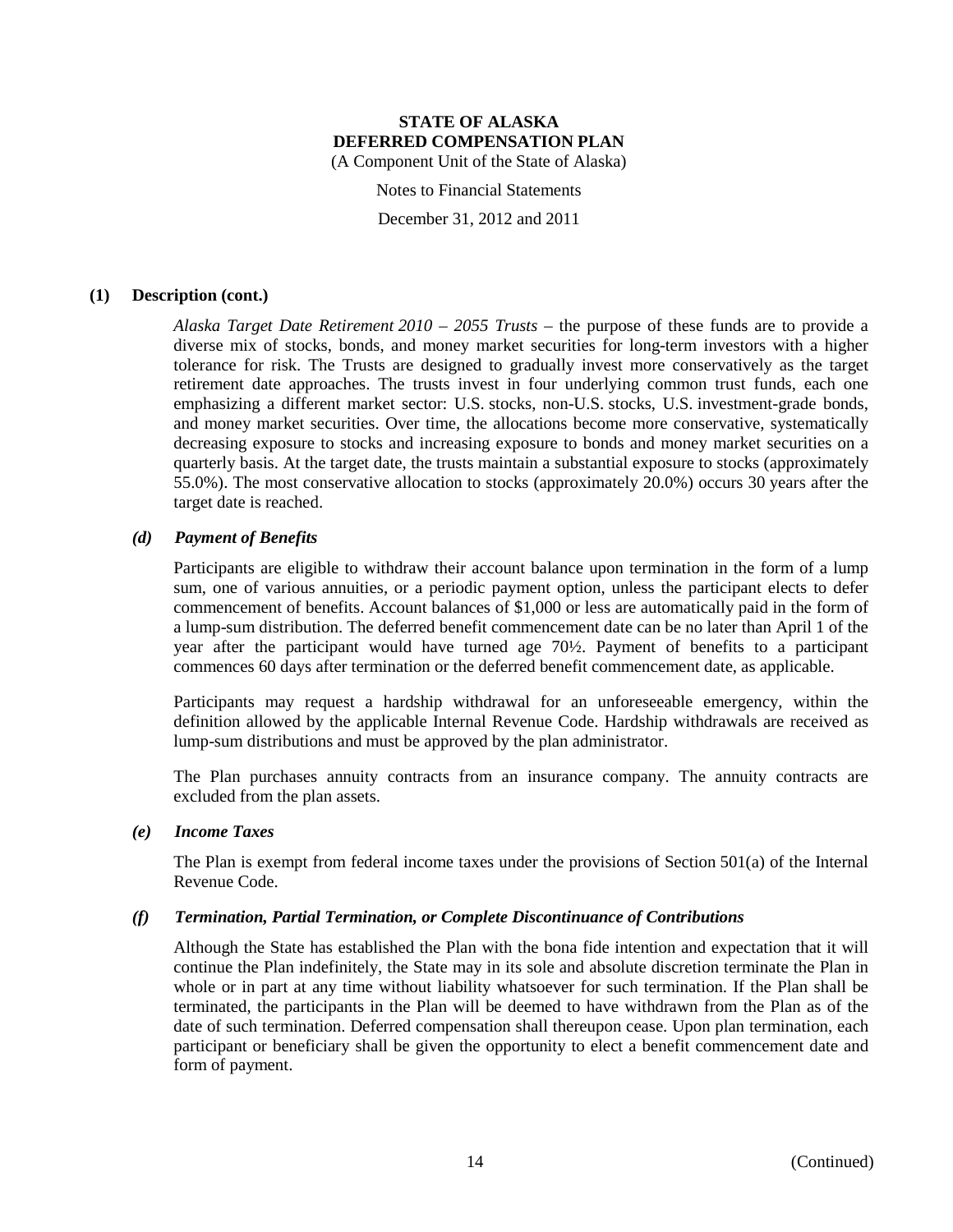## (1) Description (cont.)

*Alaska Target Date Retirement 2010 – 2055 Trusts* – the purpose of these funds are to provide a diverse mix of stocks, bonds, and money market securities for long-term investors with a higher tolerance for risk. The Trusts are designed to gradually invest more conservatively as the target retirement date approaches. The trusts invest in four underlying common trust funds, each one emphasizing a different market sector: U.S. stocks, non-U.S. stocks, U.S. investment-grade bonds, and money market securities. Over time, the allocations become more conservative, systematically decreasing exposure to stocks and increasing exposure to bonds and money market securities on a quarterly basis. At the target date, the trusts maintain a substantial exposure to stocks (approximately 55.0%). The most conservative allocation to stocks (approximately 20.0%) occurs 30 years after the target date is reached.

### *(d) Payment of Benefits*

Participants are eligible to withdraw their account balance upon termination in the form of a lump sum, one of various annuities, or a periodic payment option, unless the participant elects to defer commencement of benefits. Account balances of $1,000 or less are automatically paid in the form of a lump-sum distribution. The deferred benefit commencement date can be no later than April 1 of the year after the participant would have turned age 70½. Payment of benefits to a participant commences 60 days after termination or the deferred benefit commencement date, as applicable.

Participants may request a hardship withdrawal for an unforeseeable emergency, within the definition allowed by the applicable Internal Revenue Code. Hardship withdrawals are received as lump-sum distributions and must be approved by the plan administrator.

The Plan purchases annuity contracts from an insurance company. The annuity contracts are excluded from the plan assets.

### *(e) Income Taxes*

The Plan is exempt from federal income taxes under the provisions of Section 501(a) of the Internal Revenue Code.

### *(f) Termination, Partial Termination, or Complete Discontinuance of Contributions*

Although the State has established the Plan with the bona fide intention and expectation that it will continue the Plan indefinitely, the State may in its sole and absolute discretion terminate the Plan in whole or in part at any time without liability whatsoever for such termination. If the Plan shall be terminated, the participants in the Plan will be deemed to have withdrawn from the Plan as of the date of such termination. Deferred compensation shall thereupon cease. Upon plan termination, each participant or beneficiary shall be given the opportunity to elect a benefit commencement date and form of payment.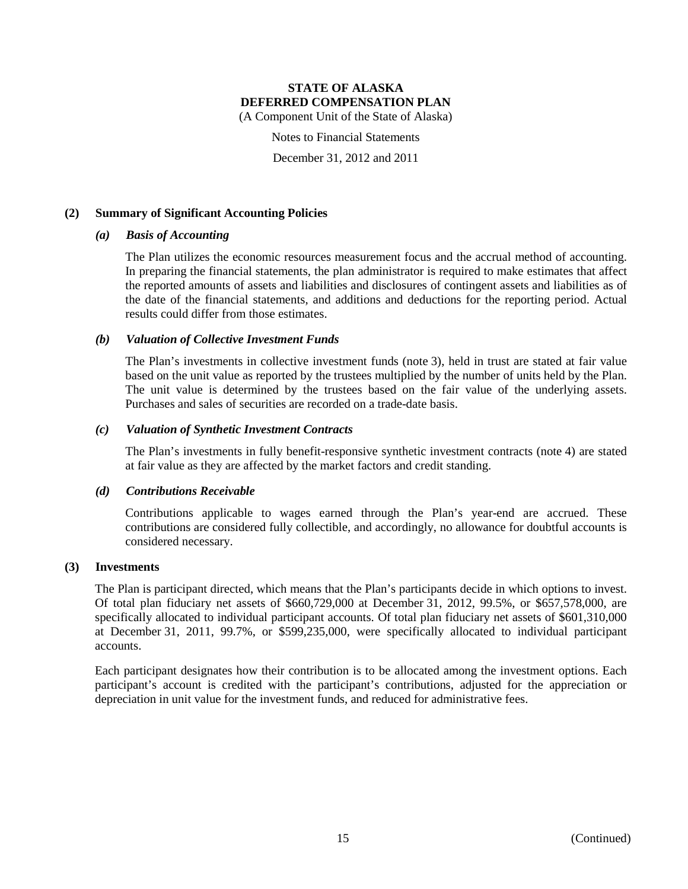# STATE OF ALASKA
# DEFERRED COMPENSATION PLAN

(A Component Unit of the State of Alaska)

Notes to Financial Statements

December 31, 2012 and 2011

## (2) Summary of Significant Accounting Policies

### *(a) Basis of Accounting*

The Plan utilizes the economic resources measurement focus and the accrual method of accounting. In preparing the financial statements, the plan administrator is required to make estimates that affect the reported amounts of assets and liabilities and disclosures of contingent assets and liabilities as of the date of the financial statements, and additions and deductions for the reporting period. Actual results could differ from those estimates.

### *(b) Valuation of Collective Investment Funds*

The Plan's investments in collective investment funds (note 3), held in trust are stated at fair value based on the unit value as reported by the trustees multiplied by the number of units held by the Plan. The unit value is determined by the trustees based on the fair value of the underlying assets. Purchases and sales of securities are recorded on a trade-date basis.

### *(c) Valuation of Synthetic Investment Contracts*

The Plan's investments in fully benefit-responsive synthetic investment contracts (note 4) are stated at fair value as they are affected by the market factors and credit standing.

### *(d) Contributions Receivable*

Contributions applicable to wages earned through the Plan's year-end are accrued. These contributions are considered fully collectible, and accordingly, no allowance for doubtful accounts is considered necessary.

## (3) Investments

The Plan is participant directed, which means that the Plan's participants decide in which options to invest. Of total plan fiduciary net assets of $660,729,000 at December 31, 2012, 99.5%, or $657,578,000, are specifically allocated to individual participant accounts. Of total plan fiduciary net assets of $601,310,000 at December 31, 2011, 99.7%, or $599,235,000, were specifically allocated to individual participant accounts.

Each participant designates how their contribution is to be allocated among the investment options. Each participant's account is credited with the participant's contributions, adjusted for the appreciation or depreciation in unit value for the investment funds, and reduced for administrative fees.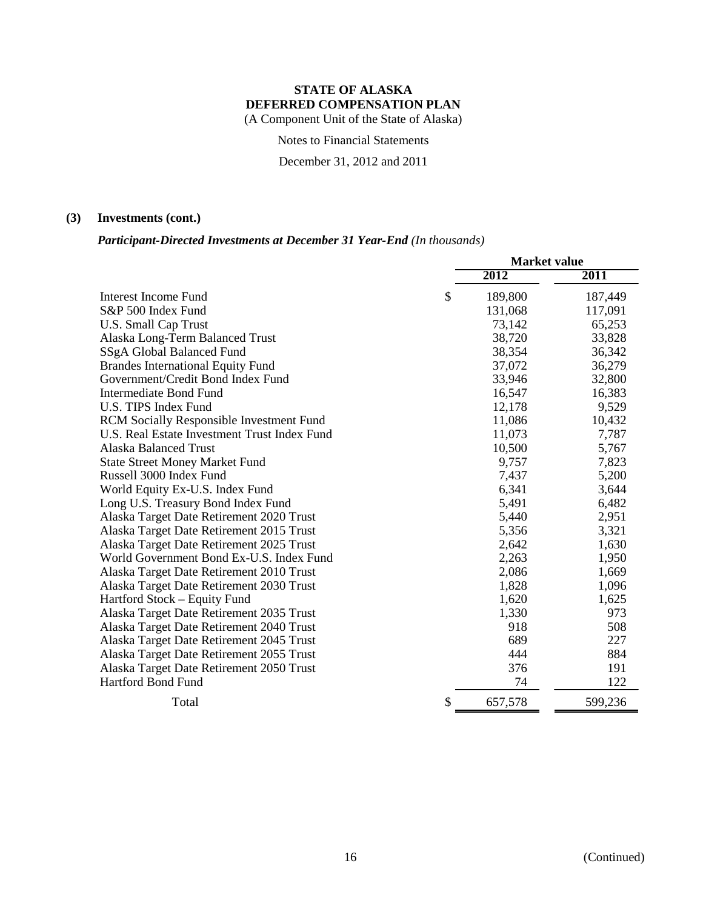**STATE OF ALASKA**
**DEFERRED COMPENSATION PLAN**
(A Component Unit of the State of Alaska)

Notes to Financial Statements

December 31, 2012 and 2011

**(3) Investments (cont.)**

***Participant-Directed Investments at December 31 Year-End*** *(In thousands)*

| | Market value | |
|---|---|---|
| | 2012 | 2011 |
| Interest Income Fund | $ 189,800 | 187,449 |
| S&P 500 Index Fund | 131,068 | 117,091 |
| U.S. Small Cap Trust | 73,142 | 65,253 |
| Alaska Long-Term Balanced Trust | 38,720 | 33,828 |
| SSgA Global Balanced Fund | 38,354 | 36,342 |
| Brandes International Equity Fund | 37,072 | 36,279 |
| Government/Credit Bond Index Fund | 33,946 | 32,800 |
| Intermediate Bond Fund | 16,547 | 16,383 |
| U.S. TIPS Index Fund | 12,178 | 9,529 |
| RCM Socially Responsible Investment Fund | 11,086 | 10,432 |
| U.S. Real Estate Investment Trust Index Fund | 11,073 | 7,787 |
| Alaska Balanced Trust | 10,500 | 5,767 |
| State Street Money Market Fund | 9,757 | 7,823 |
| Russell 3000 Index Fund | 7,437 | 5,200 |
| World Equity Ex-U.S. Index Fund | 6,341 | 3,644 |
| Long U.S. Treasury Bond Index Fund | 5,491 | 6,482 |
| Alaska Target Date Retirement 2020 Trust | 5,440 | 2,951 |
| Alaska Target Date Retirement 2015 Trust | 5,356 | 3,321 |
| Alaska Target Date Retirement 2025 Trust | 2,642 | 1,630 |
| World Government Bond Ex-U.S. Index Fund | 2,263 | 1,950 |
| Alaska Target Date Retirement 2010 Trust | 2,086 | 1,669 |
| Alaska Target Date Retirement 2030 Trust | 1,828 | 1,096 |
| Hartford Stock – Equity Fund | 1,620 | 1,625 |
| Alaska Target Date Retirement 2035 Trust | 1,330 | 973 |
| Alaska Target Date Retirement 2040 Trust | 918 | 508 |
| Alaska Target Date Retirement 2045 Trust | 689 | 227 |
| Alaska Target Date Retirement 2055 Trust | 444 | 884 |
| Alaska Target Date Retirement 2050 Trust | 376 | 191 |
| Hartford Bond Fund | 74 | 122 |
| Total | $ 657,578 | 599,236 |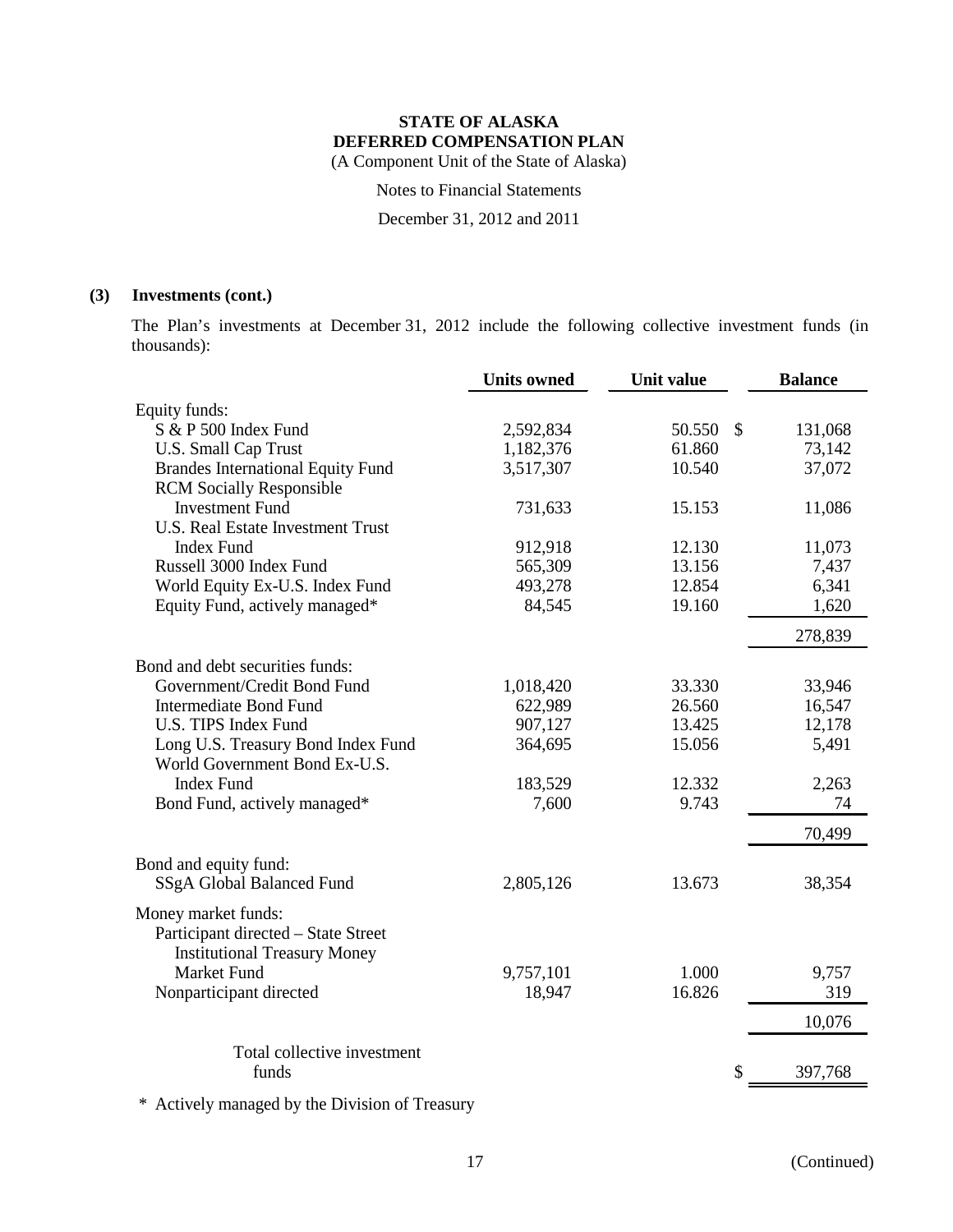# STATE OF ALASKA
# DEFERRED COMPENSATION PLAN

(A Component Unit of the State of Alaska)

Notes to Financial Statements

December 31, 2012 and 2011

### (3) Investments (cont.)

The Plan's investments at December 31, 2012 include the following collective investment funds (in thousands):

| | Units owned | Unit value | Balance |
|---|---|---|---|
| Equity funds: | | | |
| S & P 500 Index Fund | 2,592,834 | 50.550 | $ 131,068 |
| U.S. Small Cap Trust | 1,182,376 | 61.860 | 73,142 |
| Brandes International Equity Fund | 3,517,307 | 10.540 | 37,072 |
| RCM Socially Responsible Investment Fund | 731,633 | 15.153 | 11,086 |
| U.S. Real Estate Investment Trust Index Fund | 912,918 | 12.130 | 11,073 |
| Russell 3000 Index Fund | 565,309 | 13.156 | 7,437 |
| World Equity Ex-U.S. Index Fund | 493,278 | 12.854 | 6,341 |
| Equity Fund, actively managed* | 84,545 | 19.160 | 1,620 |
| | | | 278,839 |
| Bond and debt securities funds: | | | |
| Government/Credit Bond Fund | 1,018,420 | 33.330 | 33,946 |
| Intermediate Bond Fund | 622,989 | 26.560 | 16,547 |
| U.S. TIPS Index Fund | 907,127 | 13.425 | 12,178 |
| Long U.S. Treasury Bond Index Fund | 364,695 | 15.056 | 5,491 |
| World Government Bond Ex-U.S. Index Fund | 183,529 | 12.332 | 2,263 |
| Bond Fund, actively managed* | 7,600 | 9.743 | 74 |
| | | | 70,499 |
| Bond and equity fund: | | | |
| SSgA Global Balanced Fund | 2,805,126 | 13.673 | 38,354 |
| Money market funds: | | | |
| Participant directed – State Street Institutional Treasury Money Market Fund | 9,757,101 | 1.000 | 9,757 |
| Nonparticipant directed | 18,947 | 16.826 | 319 |
| | | | 10,076 |
| Total collective investment funds | | | $ 397,768 |

\* Actively managed by the Division of Treasury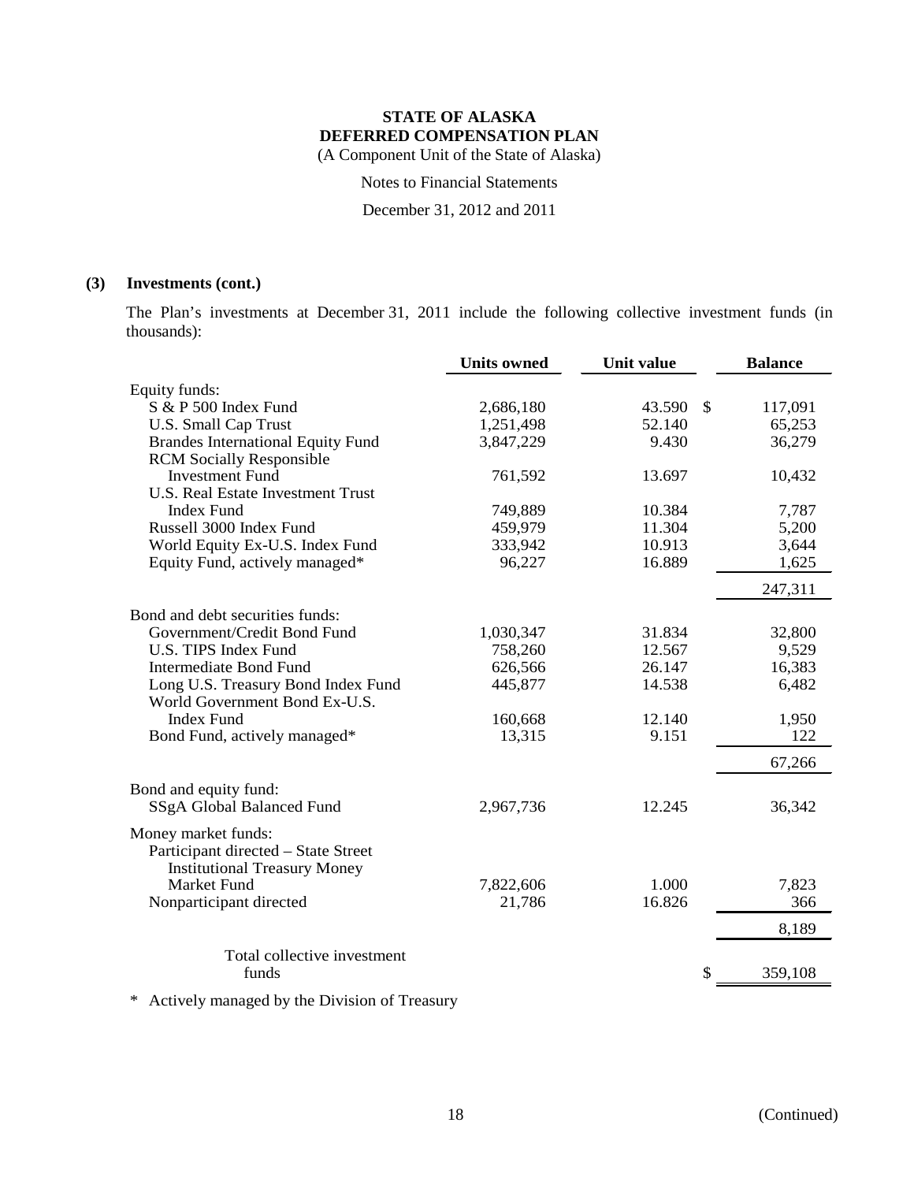# STATE OF ALASKA
# DEFERRED COMPENSATION PLAN

(A Component Unit of the State of Alaska)

Notes to Financial Statements

December 31, 2012 and 2011

## (3) Investments (cont.)

The Plan's investments at December 31, 2011 include the following collective investment funds (in thousands):

| | Units owned | Unit value | Balance |
|---|---|---|---|
| Equity funds: | | | |
| S & P 500 Index Fund | 2,686,180 | 43.590 | $ 117,091 |
| U.S. Small Cap Trust | 1,251,498 | 52.140 | 65,253 |
| Brandes International Equity Fund | 3,847,229 | 9.430 | 36,279 |
| RCM Socially Responsible Investment Fund | 761,592 | 13.697 | 10,432 |
| U.S. Real Estate Investment Trust Index Fund | 749,889 | 10.384 | 7,787 |
| Russell 3000 Index Fund | 459,979 | 11.304 | 5,200 |
| World Equity Ex-U.S. Index Fund | 333,942 | 10.913 | 3,644 |
| Equity Fund, actively managed* | 96,227 | 16.889 | 1,625 |
| | | | 247,311 |
| Bond and debt securities funds: | | | |
| Government/Credit Bond Fund | 1,030,347 | 31.834 | 32,800 |
| U.S. TIPS Index Fund | 758,260 | 12.567 | 9,529 |
| Intermediate Bond Fund | 626,566 | 26.147 | 16,383 |
| Long U.S. Treasury Bond Index Fund | 445,877 | 14.538 | 6,482 |
| World Government Bond Ex-U.S. Index Fund | 160,668 | 12.140 | 1,950 |
| Bond Fund, actively managed* | 13,315 | 9.151 | 122 |
| | | | 67,266 |
| Bond and equity fund: | | | |
| SSgA Global Balanced Fund | 2,967,736 | 12.245 | 36,342 |
| Money market funds: | | | |
| Participant directed – State Street Institutional Treasury Money Market Fund | 7,822,606 | 1.000 | 7,823 |
| Nonparticipant directed | 21,786 | 16.826 | 366 |
| | | | 8,189 |
| Total collective investment funds | | | $ 359,108 |

\* Actively managed by the Division of Treasury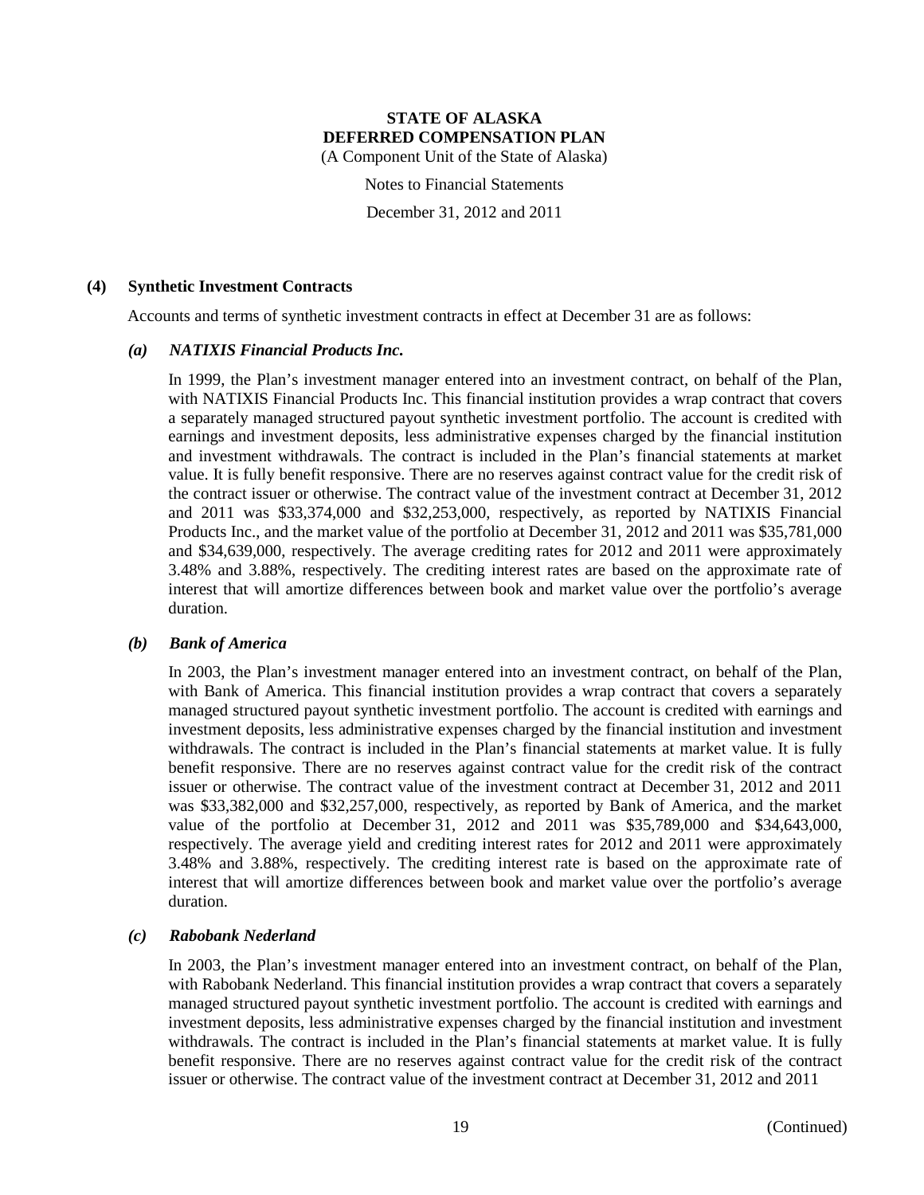## (4) Synthetic Investment Contracts

Accounts and terms of synthetic investment contracts in effect at December 31 are as follows:

### *(a) NATIXIS Financial Products Inc.*

In 1999, the Plan's investment manager entered into an investment contract, on behalf of the Plan, with NATIXIS Financial Products Inc. This financial institution provides a wrap contract that covers a separately managed structured payout synthetic investment portfolio. The account is credited with earnings and investment deposits, less administrative expenses charged by the financial institution and investment withdrawals. The contract is included in the Plan's financial statements at market value. It is fully benefit responsive. There are no reserves against contract value for the credit risk of the contract issuer or otherwise. The contract value of the investment contract at December 31, 2012 and 2011 was $33,374,000 and $32,253,000, respectively, as reported by NATIXIS Financial Products Inc., and the market value of the portfolio at December 31, 2012 and 2011 was $35,781,000 and $34,639,000, respectively. The average crediting rates for 2012 and 2011 were approximately 3.48% and 3.88%, respectively. The crediting interest rates are based on the approximate rate of interest that will amortize differences between book and market value over the portfolio's average duration.

### *(b) Bank of America*

In 2003, the Plan's investment manager entered into an investment contract, on behalf of the Plan, with Bank of America. This financial institution provides a wrap contract that covers a separately managed structured payout synthetic investment portfolio. The account is credited with earnings and investment deposits, less administrative expenses charged by the financial institution and investment withdrawals. The contract is included in the Plan's financial statements at market value. It is fully benefit responsive. There are no reserves against contract value for the credit risk of the contract issuer or otherwise. The contract value of the investment contract at December 31, 2012 and 2011 was $33,382,000 and $32,257,000, respectively, as reported by Bank of America, and the market value of the portfolio at December 31, 2012 and 2011 was $35,789,000 and $34,643,000, respectively. The average yield and crediting interest rates for 2012 and 2011 were approximately 3.48% and 3.88%, respectively. The crediting interest rate is based on the approximate rate of interest that will amortize differences between book and market value over the portfolio's average duration.

### *(c) Rabobank Nederland*

In 2003, the Plan's investment manager entered into an investment contract, on behalf of the Plan, with Rabobank Nederland. This financial institution provides a wrap contract that covers a separately managed structured payout synthetic investment portfolio. The account is credited with earnings and investment deposits, less administrative expenses charged by the financial institution and investment withdrawals. The contract is included in the Plan's financial statements at market value. It is fully benefit responsive. There are no reserves against contract value for the credit risk of the contract issuer or otherwise. The contract value of the investment contract at December 31, 2012 and 2011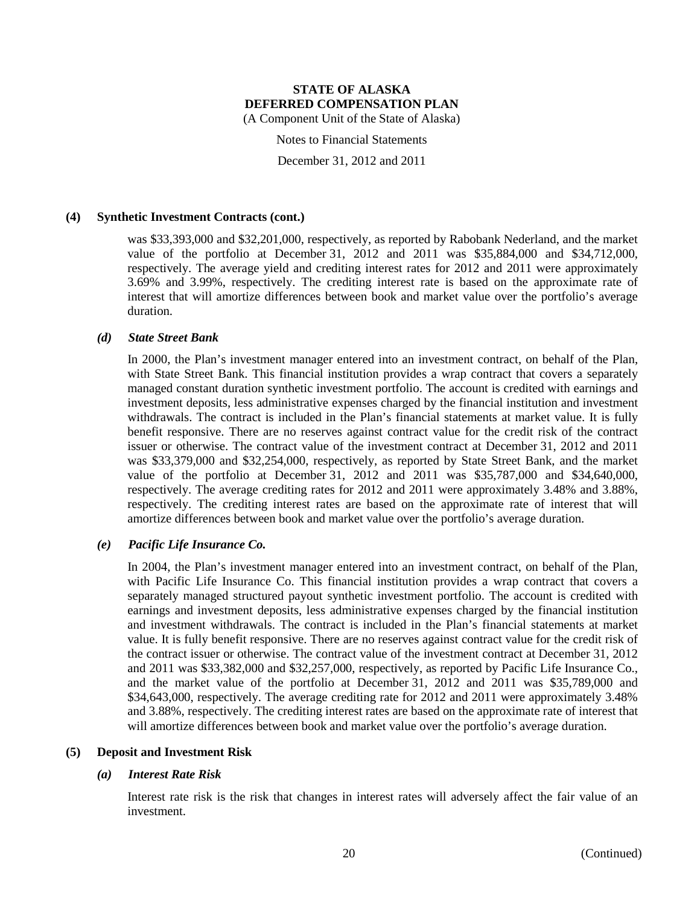### (4) Synthetic Investment Contracts (cont.)

was \$33,393,000 and \$32,201,000, respectively, as reported by Rabobank Nederland, and the market value of the portfolio at December 31, 2012 and 2011 was \$35,884,000 and \$34,712,000, respectively. The average yield and crediting interest rates for 2012 and 2011 were approximately 3.69% and 3.99%, respectively. The crediting interest rate is based on the approximate rate of interest that will amortize differences between book and market value over the portfolio's average duration.

#### *(d) State Street Bank*

In 2000, the Plan's investment manager entered into an investment contract, on behalf of the Plan, with State Street Bank. This financial institution provides a wrap contract that covers a separately managed constant duration synthetic investment portfolio. The account is credited with earnings and investment deposits, less administrative expenses charged by the financial institution and investment withdrawals. The contract is included in the Plan's financial statements at market value. It is fully benefit responsive. There are no reserves against contract value for the credit risk of the contract issuer or otherwise. The contract value of the investment contract at December 31, 2012 and 2011 was \$33,379,000 and \$32,254,000, respectively, as reported by State Street Bank, and the market value of the portfolio at December 31, 2012 and 2011 was \$35,787,000 and \$34,640,000, respectively. The average crediting rates for 2012 and 2011 were approximately 3.48% and 3.88%, respectively. The crediting interest rates are based on the approximate rate of interest that will amortize differences between book and market value over the portfolio's average duration.

#### *(e) Pacific Life Insurance Co.*

In 2004, the Plan's investment manager entered into an investment contract, on behalf of the Plan, with Pacific Life Insurance Co. This financial institution provides a wrap contract that covers a separately managed structured payout synthetic investment portfolio. The account is credited with earnings and investment deposits, less administrative expenses charged by the financial institution and investment withdrawals. The contract is included in the Plan's financial statements at market value. It is fully benefit responsive. There are no reserves against contract value for the credit risk of the contract issuer or otherwise. The contract value of the investment contract at December 31, 2012 and 2011 was \$33,382,000 and \$32,257,000, respectively, as reported by Pacific Life Insurance Co., and the market value of the portfolio at December 31, 2012 and 2011 was \$35,789,000 and \$34,643,000, respectively. The average crediting rate for 2012 and 2011 were approximately 3.48% and 3.88%, respectively. The crediting interest rates are based on the approximate rate of interest that will amortize differences between book and market value over the portfolio's average duration.

### (5) Deposit and Investment Risk

#### *(a) Interest Rate Risk*

Interest rate risk is the risk that changes in interest rates will adversely affect the fair value of an investment.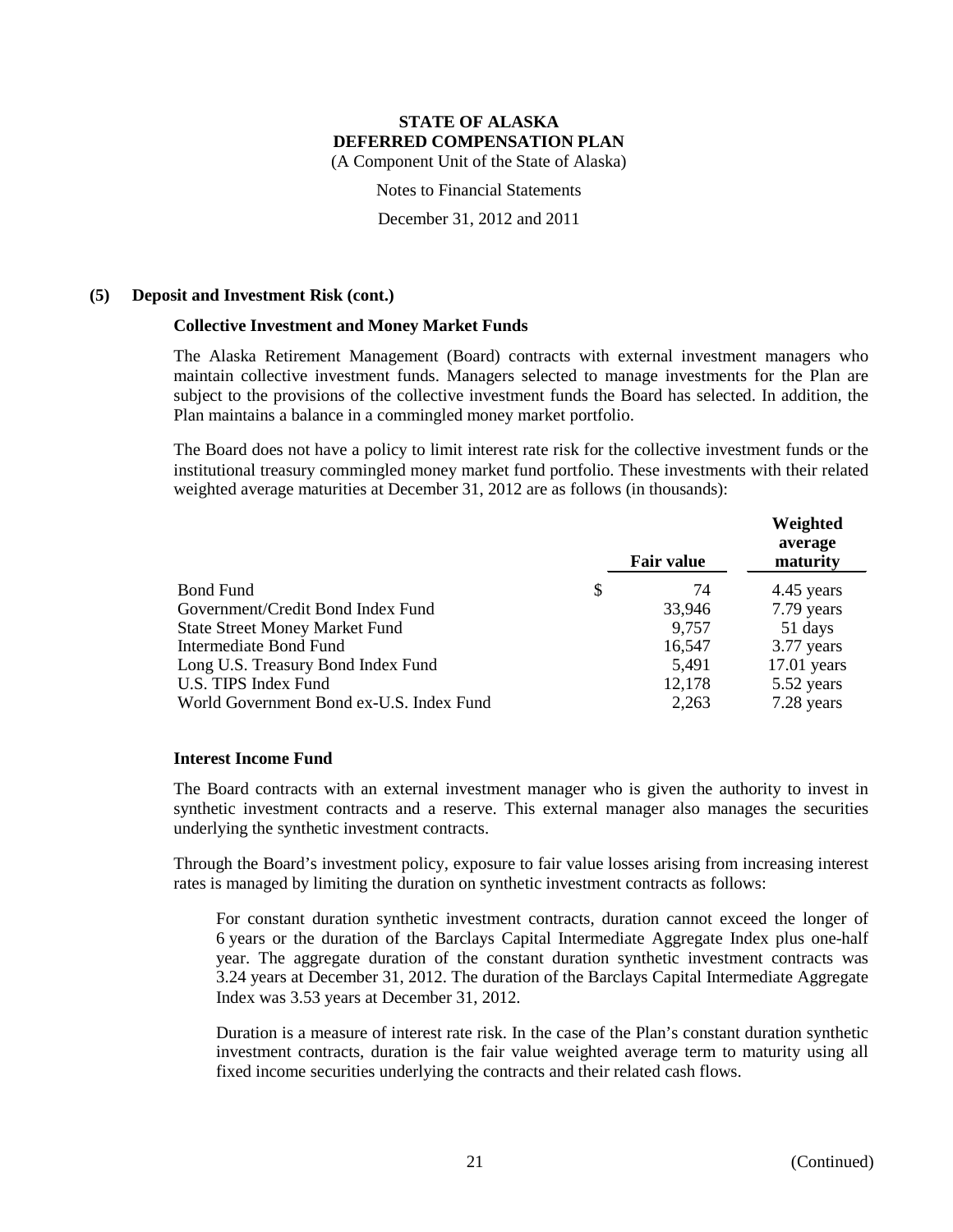### (5) Deposit and Investment Risk (cont.)

**Collective Investment and Money Market Funds**

The Alaska Retirement Management (Board) contracts with external investment managers who maintain collective investment funds. Managers selected to manage investments for the Plan are subject to the provisions of the collective investment funds the Board has selected. In addition, the Plan maintains a balance in a commingled money market portfolio.

The Board does not have a policy to limit interest rate risk for the collective investment funds or the institutional treasury commingled money market fund portfolio. These investments with their related weighted average maturities at December 31, 2012 are as follows (in thousands):

| | Fair value | Weighted average maturity |
|---|---|---|
| Bond Fund | $ 74 | 4.45 years |
| Government/Credit Bond Index Fund | 33,946 | 7.79 years |
| State Street Money Market Fund | 9,757 | 51 days |
| Intermediate Bond Fund | 16,547 | 3.77 years |
| Long U.S. Treasury Bond Index Fund | 5,491 | 17.01 years |
| U.S. TIPS Index Fund | 12,178 | 5.52 years |
| World Government Bond ex-U.S. Index Fund | 2,263 | 7.28 years |

**Interest Income Fund**

The Board contracts with an external investment manager who is given the authority to invest in synthetic investment contracts and a reserve. This external manager also manages the securities underlying the synthetic investment contracts.

Through the Board's investment policy, exposure to fair value losses arising from increasing interest rates is managed by limiting the duration on synthetic investment contracts as follows:

For constant duration synthetic investment contracts, duration cannot exceed the longer of 6 years or the duration of the Barclays Capital Intermediate Aggregate Index plus one-half year. The aggregate duration of the constant duration synthetic investment contracts was 3.24 years at December 31, 2012. The duration of the Barclays Capital Intermediate Aggregate Index was 3.53 years at December 31, 2012.

Duration is a measure of interest rate risk. In the case of the Plan's constant duration synthetic investment contracts, duration is the fair value weighted average term to maturity using all fixed income securities underlying the contracts and their related cash flows.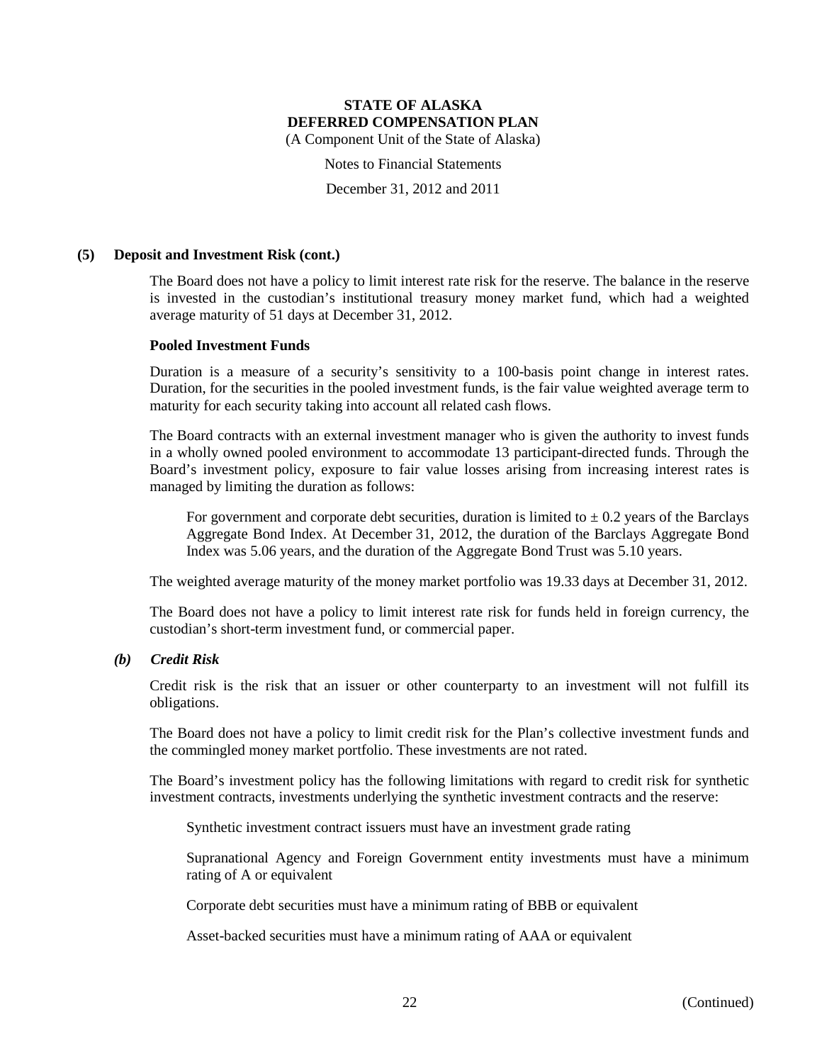### (5) Deposit and Investment Risk (cont.)

The Board does not have a policy to limit interest rate risk for the reserve. The balance in the reserve is invested in the custodian's institutional treasury money market fund, which had a weighted average maturity of 51 days at December 31, 2012.

**Pooled Investment Funds**

Duration is a measure of a security's sensitivity to a 100-basis point change in interest rates. Duration, for the securities in the pooled investment funds, is the fair value weighted average term to maturity for each security taking into account all related cash flows.

The Board contracts with an external investment manager who is given the authority to invest funds in a wholly owned pooled environment to accommodate 13 participant-directed funds. Through the Board's investment policy, exposure to fair value losses arising from increasing interest rates is managed by limiting the duration as follows:

For government and corporate debt securities, duration is limited to ± 0.2 years of the Barclays Aggregate Bond Index. At December 31, 2012, the duration of the Barclays Aggregate Bond Index was 5.06 years, and the duration of the Aggregate Bond Trust was 5.10 years.

The weighted average maturity of the money market portfolio was 19.33 days at December 31, 2012.

The Board does not have a policy to limit interest rate risk for funds held in foreign currency, the custodian's short-term investment fund, or commercial paper.

#### *(b) Credit Risk*

Credit risk is the risk that an issuer or other counterparty to an investment will not fulfill its obligations.

The Board does not have a policy to limit credit risk for the Plan's collective investment funds and the commingled money market portfolio. These investments are not rated.

The Board's investment policy has the following limitations with regard to credit risk for synthetic investment contracts, investments underlying the synthetic investment contracts and the reserve:

Synthetic investment contract issuers must have an investment grade rating

Supranational Agency and Foreign Government entity investments must have a minimum rating of A or equivalent

Corporate debt securities must have a minimum rating of BBB or equivalent

Asset-backed securities must have a minimum rating of AAA or equivalent

(Continued)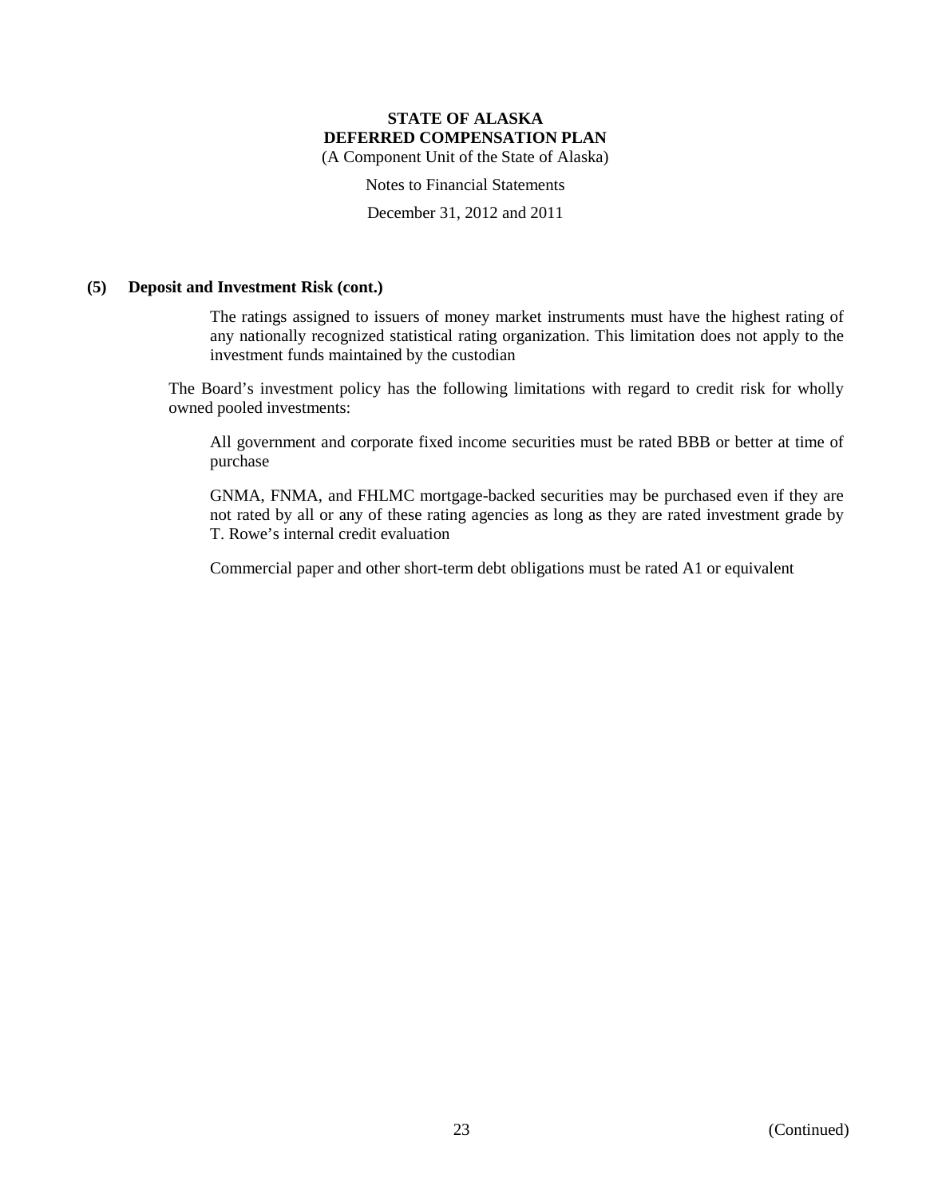### (5) Deposit and Investment Risk (cont.)

The ratings assigned to issuers of money market instruments must have the highest rating of any nationally recognized statistical rating organization. This limitation does not apply to the investment funds maintained by the custodian

The Board's investment policy has the following limitations with regard to credit risk for wholly owned pooled investments:

All government and corporate fixed income securities must be rated BBB or better at time of purchase

GNMA, FNMA, and FHLMC mortgage-backed securities may be purchased even if they are not rated by all or any of these rating agencies as long as they are rated investment grade by T. Rowe's internal credit evaluation

Commercial paper and other short-term debt obligations must be rated A1 or equivalent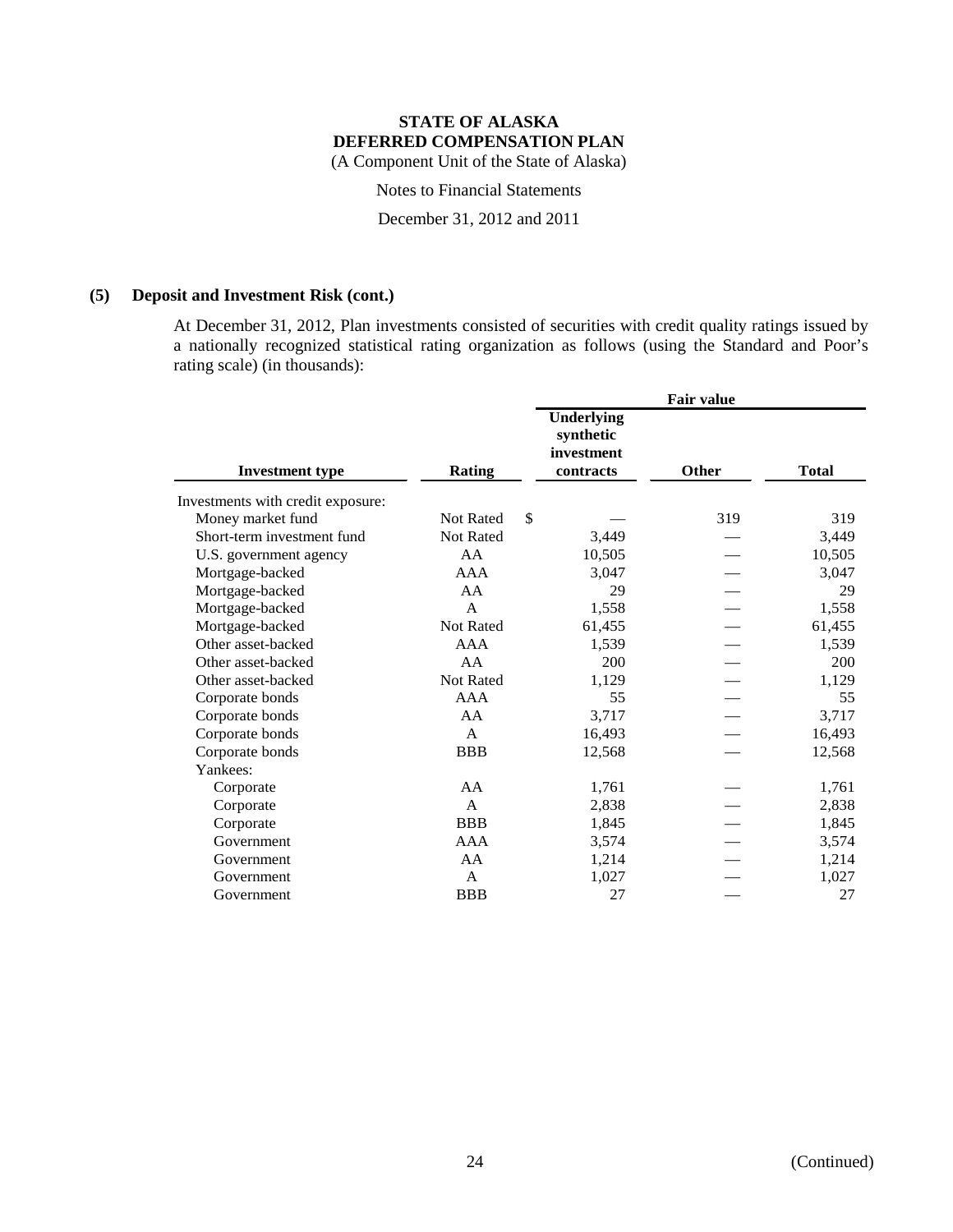**STATE OF ALASKA**
**DEFERRED COMPENSATION PLAN**
(A Component Unit of the State of Alaska)

Notes to Financial Statements

December 31, 2012 and 2011

## (5) Deposit and Investment Risk (cont.)

At December 31, 2012, Plan investments consisted of securities with credit quality ratings issued by a nationally recognized statistical rating organization as follows (using the Standard and Poor's rating scale) (in thousands):

| | | Fair value | | |
|---|---|---|---|---|
| **Investment type** | **Rating** | **Underlying synthetic investment contracts** | **Other** | **Total** |
| Investments with credit exposure: | | | | |
| Money market fund | Not Rated | $ — | 319 | 319 |
| Short-term investment fund | Not Rated | 3,449 | — | 3,449 |
| U.S. government agency | AA | 10,505 | — | 10,505 |
| Mortgage-backed | AAA | 3,047 | — | 3,047 |
| Mortgage-backed | AA | 29 | — | 29 |
| Mortgage-backed | A | 1,558 | — | 1,558 |
| Mortgage-backed | Not Rated | 61,455 | — | 61,455 |
| Other asset-backed | AAA | 1,539 | — | 1,539 |
| Other asset-backed | AA | 200 | — | 200 |
| Other asset-backed | Not Rated | 1,129 | — | 1,129 |
| Corporate bonds | AAA | 55 | — | 55 |
| Corporate bonds | AA | 3,717 | — | 3,717 |
| Corporate bonds | A | 16,493 | — | 16,493 |
| Corporate bonds | BBB | 12,568 | — | 12,568 |
| Yankees: | | | | |
| Corporate | AA | 1,761 | — | 1,761 |
| Corporate | A | 2,838 | — | 2,838 |
| Corporate | BBB | 1,845 | — | 1,845 |
| Government | AAA | 3,574 | — | 3,574 |
| Government | AA | 1,214 | — | 1,214 |
| Government | A | 1,027 | — | 1,027 |
| Government | BBB | 27 | — | 27 |

(Continued)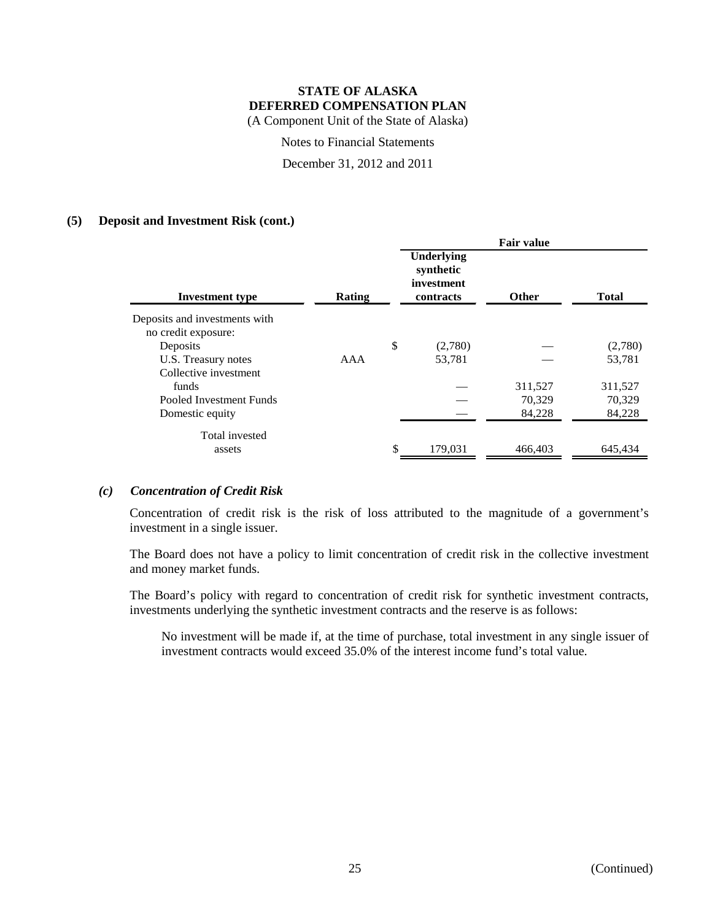### (5) Deposit and Investment Risk (cont.)

| Investment type | Rating | Fair value: Underlying synthetic investment contracts | Fair value: Other | Fair value: Total |
|---|---|---|---|---|
| Deposits and investments with no credit exposure: | | | | |
| Deposits | | $ (2,780) | — | (2,780) |
| U.S. Treasury notes | AAA | 53,781 | — | 53,781 |
| Collective investment funds | | — | 311,527 | 311,527 |
| Pooled Investment Funds | | — | 70,329 | 70,329 |
| Domestic equity | | — | 84,228 | 84,228 |
| Total invested assets | | $ 179,031 | 466,403 | 645,434 |

#### *(c) Concentration of Credit Risk*

Concentration of credit risk is the risk of loss attributed to the magnitude of a government's investment in a single issuer.

The Board does not have a policy to limit concentration of credit risk in the collective investment and money market funds.

The Board's policy with regard to concentration of credit risk for synthetic investment contracts, investments underlying the synthetic investment contracts and the reserve is as follows:

> No investment will be made if, at the time of purchase, total investment in any single issuer of investment contracts would exceed 35.0% of the interest income fund's total value.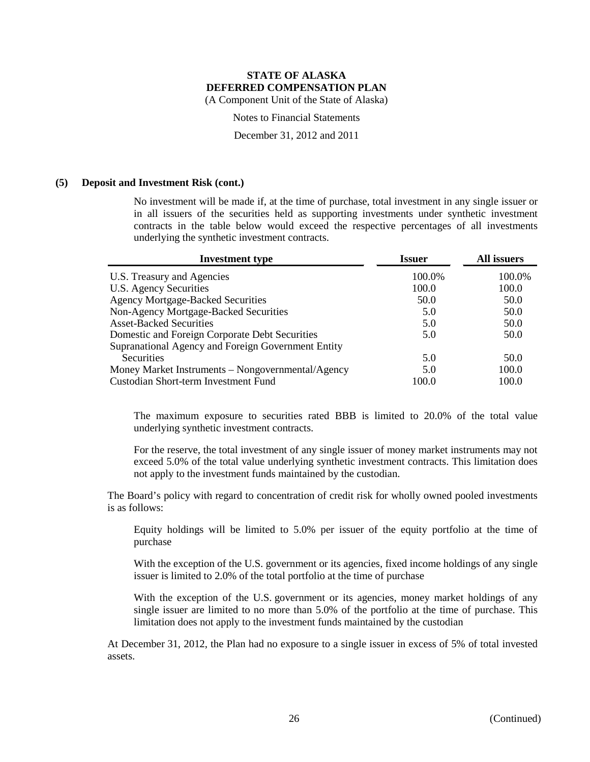**STATE OF ALASKA**
**DEFERRED COMPENSATION PLAN**
(A Component Unit of the State of Alaska)

Notes to Financial Statements

December 31, 2012 and 2011

**(5) Deposit and Investment Risk (cont.)**

No investment will be made if, at the time of purchase, total investment in any single issuer or in all issuers of the securities held as supporting investments under synthetic investment contracts in the table below would exceed the respective percentages of all investments underlying the synthetic investment contracts.

| Investment type | Issuer | All issuers |
|---|---|---|
| U.S. Treasury and Agencies | 100.0% | 100.0% |
| U.S. Agency Securities | 100.0 | 100.0 |
| Agency Mortgage-Backed Securities | 50.0 | 50.0 |
| Non-Agency Mortgage-Backed Securities | 5.0 | 50.0 |
| Asset-Backed Securities | 5.0 | 50.0 |
| Domestic and Foreign Corporate Debt Securities | 5.0 | 50.0 |
| Supranational Agency and Foreign Government Entity Securities | 5.0 | 50.0 |
| Money Market Instruments – Nongovernmental/Agency | 5.0 | 100.0 |
| Custodian Short-term Investment Fund | 100.0 | 100.0 |

The maximum exposure to securities rated BBB is limited to 20.0% of the total value underlying synthetic investment contracts.

For the reserve, the total investment of any single issuer of money market instruments may not exceed 5.0% of the total value underlying synthetic investment contracts. This limitation does not apply to the investment funds maintained by the custodian.

The Board's policy with regard to concentration of credit risk for wholly owned pooled investments is as follows:

Equity holdings will be limited to 5.0% per issuer of the equity portfolio at the time of purchase

With the exception of the U.S. government or its agencies, fixed income holdings of any single issuer is limited to 2.0% of the total portfolio at the time of purchase

With the exception of the U.S. government or its agencies, money market holdings of any single issuer are limited to no more than 5.0% of the portfolio at the time of purchase. This limitation does not apply to the investment funds maintained by the custodian

At December 31, 2012, the Plan had no exposure to a single issuer in excess of 5% of total invested assets.

(Continued)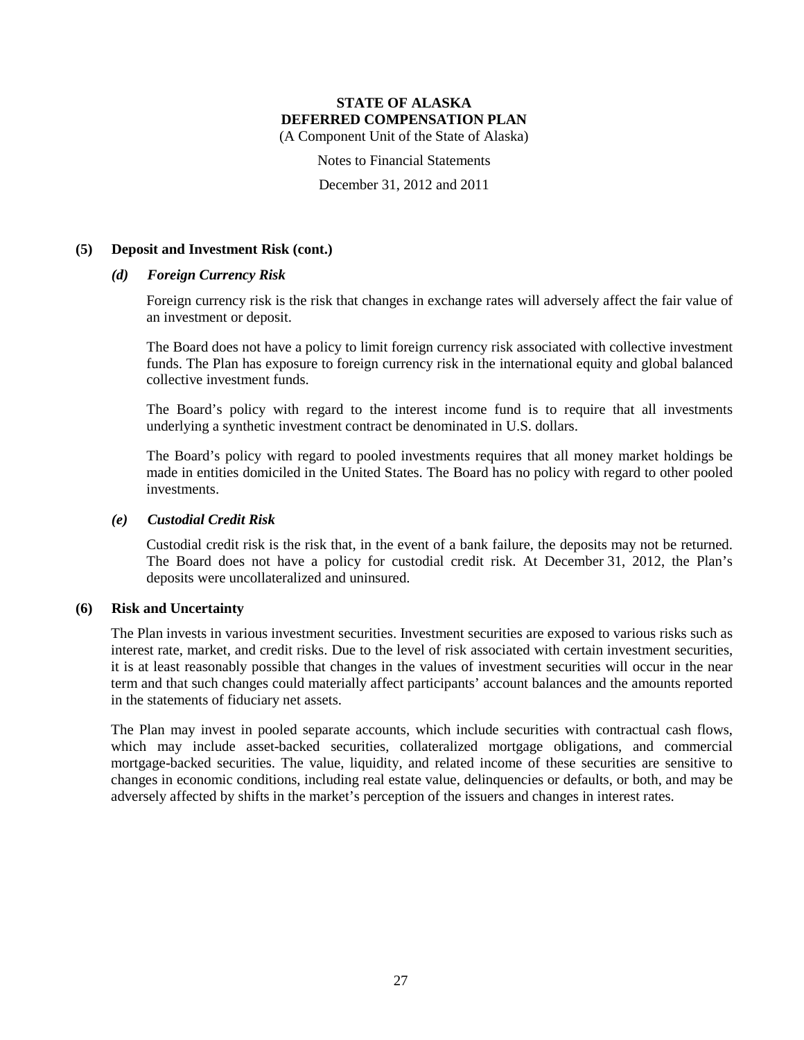## (5) Deposit and Investment Risk (cont.)

### *(d) Foreign Currency Risk*

Foreign currency risk is the risk that changes in exchange rates will adversely affect the fair value of an investment or deposit.

The Board does not have a policy to limit foreign currency risk associated with collective investment funds. The Plan has exposure to foreign currency risk in the international equity and global balanced collective investment funds.

The Board's policy with regard to the interest income fund is to require that all investments underlying a synthetic investment contract be denominated in U.S. dollars.

The Board's policy with regard to pooled investments requires that all money market holdings be made in entities domiciled in the United States. The Board has no policy with regard to other pooled investments.

### *(e) Custodial Credit Risk*

Custodial credit risk is the risk that, in the event of a bank failure, the deposits may not be returned. The Board does not have a policy for custodial credit risk. At December 31, 2012, the Plan's deposits were uncollateralized and uninsured.

## (6) Risk and Uncertainty

The Plan invests in various investment securities. Investment securities are exposed to various risks such as interest rate, market, and credit risks. Due to the level of risk associated with certain investment securities, it is at least reasonably possible that changes in the values of investment securities will occur in the near term and that such changes could materially affect participants' account balances and the amounts reported in the statements of fiduciary net assets.

The Plan may invest in pooled separate accounts, which include securities with contractual cash flows, which may include asset-backed securities, collateralized mortgage obligations, and commercial mortgage-backed securities. The value, liquidity, and related income of these securities are sensitive to changes in economic conditions, including real estate value, delinquencies or defaults, or both, and may be adversely affected by shifts in the market's perception of the issuers and changes in interest rates.